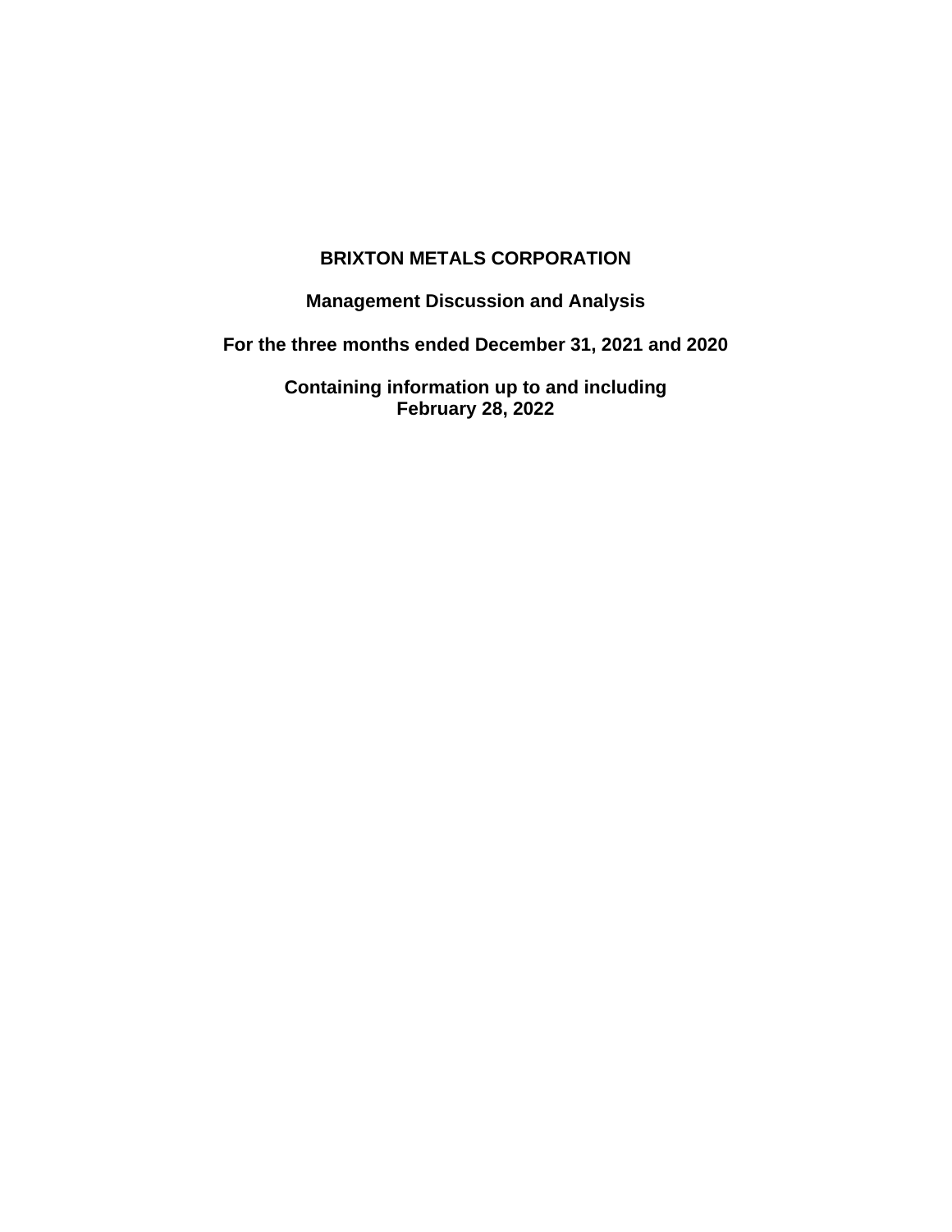# BRIXTON METALS CORPORATION

## Management Discussion and Analysis

## For the three months ended December 31, 2021 and 2020

## Containing information up to and including February 28, 2022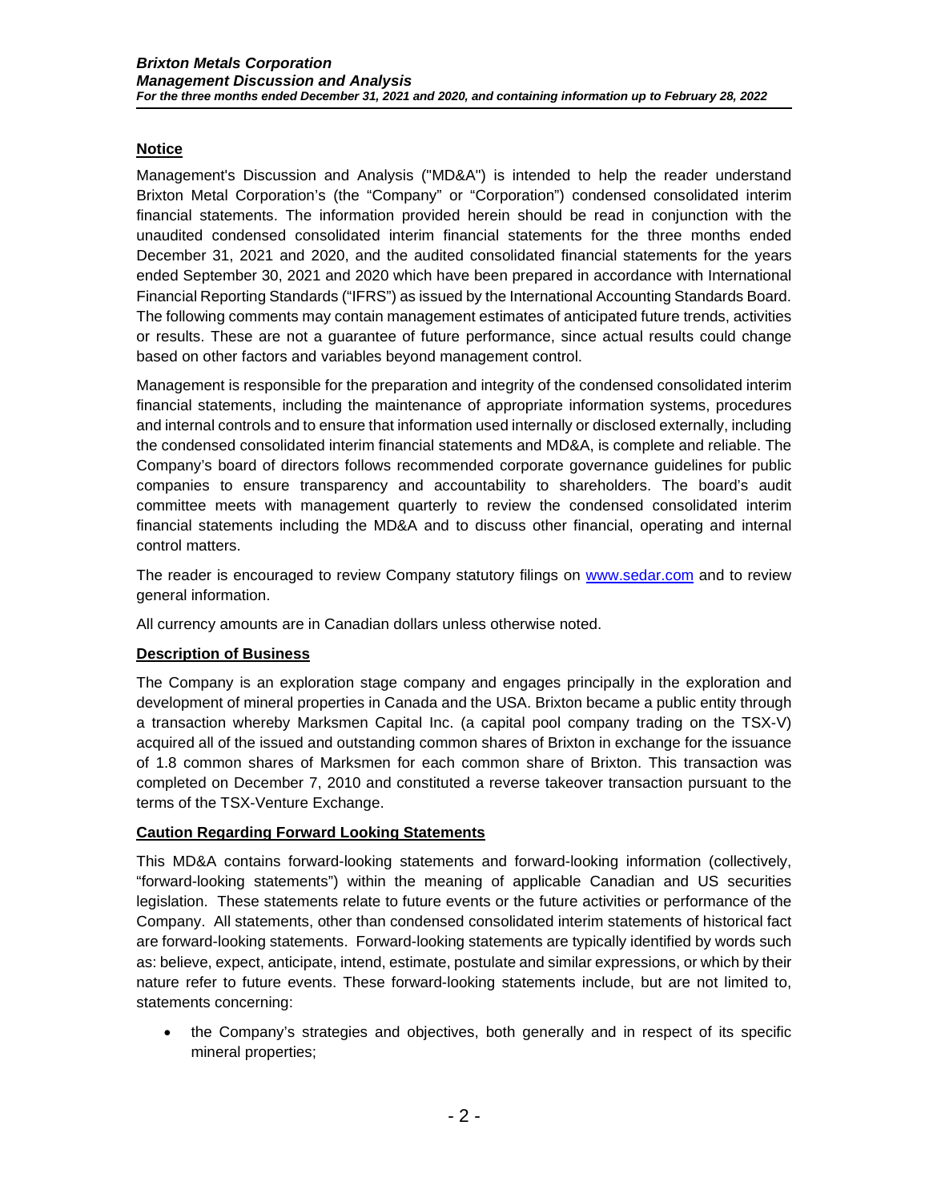## Notice

Management's Discussion and Analysis ("MD&A") is intended to help the reader understand Brixton Metal Corporation's (the "Company" or "Corporation") condensed consolidated interim financial statements. The information provided herein should be read in conjunction with the unaudited condensed consolidated interim financial statements for the three months ended December 31, 2021 and 2020, and the audited consolidated financial statements for the years ended September 30, 2021 and 2020 which have been prepared in accordance with International Financial Reporting Standards ("IFRS") as issued by the International Accounting Standards Board. The following comments may contain management estimates of anticipated future trends, activities or results. These are not a guarantee of future performance, since actual results could change based on other factors and variables beyond management control.

Management is responsible for the preparation and integrity of the condensed consolidated interim financial statements, including the maintenance of appropriate information systems, procedures and internal controls and to ensure that information used internally or disclosed externally, including the condensed consolidated interim financial statements and MD&A, is complete and reliable. The Company's board of directors follows recommended corporate governance guidelines for public companies to ensure transparency and accountability to shareholders. The board's audit committee meets with management quarterly to review the condensed consolidated interim financial statements including the MD&A and to discuss other financial, operating and internal control matters.

The reader is encouraged to review Company statutory filings on [www.sedar.com](http://www.sedar.com) and to review general information.

All currency amounts are in Canadian dollars unless otherwise noted.

## Description of Business

The Company is an exploration stage company and engages principally in the exploration and development of mineral properties in Canada and the USA. Brixton became a public entity through a transaction whereby Marksmen Capital Inc. (a capital pool company trading on the TSX-V) acquired all of the issued and outstanding common shares of Brixton in exchange for the issuance of 1.8 common shares of Marksmen for each common share of Brixton. This transaction was completed on December 7, 2010 and constituted a reverse takeover transaction pursuant to the terms of the TSX-Venture Exchange.

## Caution Regarding Forward Looking Statements

This MD&A contains forward-looking statements and forward-looking information (collectively, "forward-looking statements") within the meaning of applicable Canadian and US securities legislation. These statements relate to future events or the future activities or performance of the Company. All statements, other than condensed consolidated interim statements of historical fact are forward-looking statements. Forward-looking statements are typically identified by words such as: believe, expect, anticipate, intend, estimate, postulate and similar expressions, or which by their nature refer to future events. These forward-looking statements include, but are not limited to, statements concerning:

- the Company's strategies and objectives, both generally and in respect of its specific mineral properties;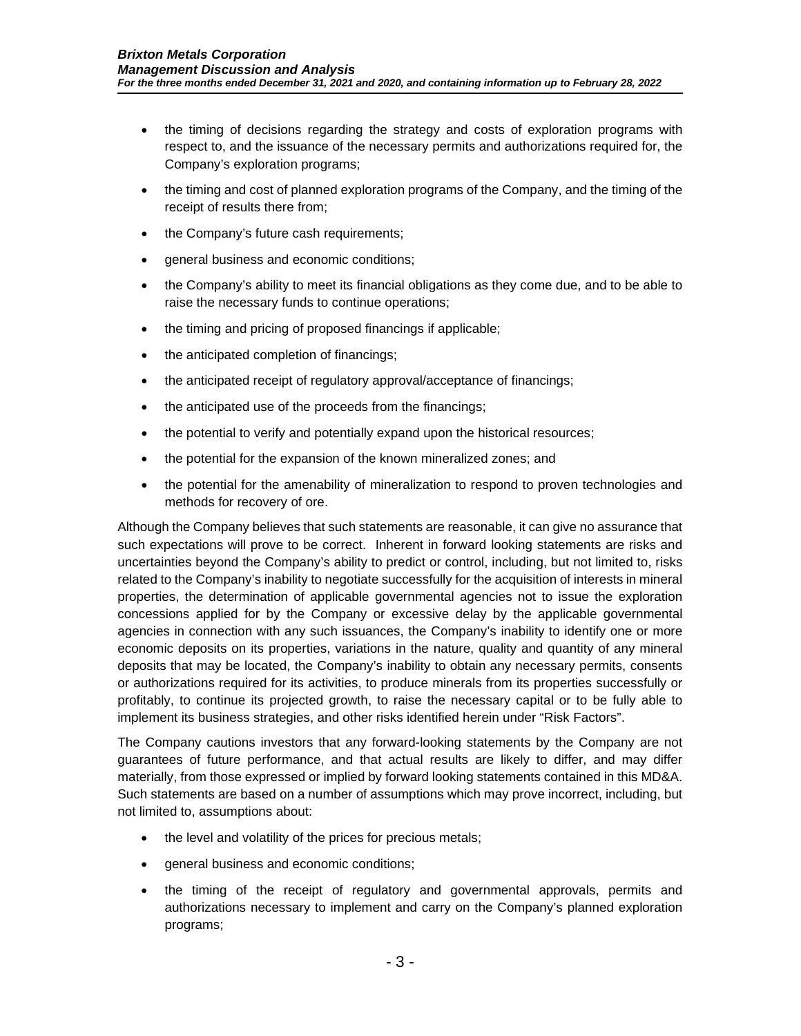- the timing of decisions regarding the strategy and costs of exploration programs with respect to, and the issuance of the necessary permits and authorizations required for, the Company's exploration programs;
- the timing and cost of planned exploration programs of the Company, and the timing of the receipt of results there from;
- the Company's future cash requirements;
- general business and economic conditions;
- the Company's ability to meet its financial obligations as they come due, and to be able to raise the necessary funds to continue operations;
- the timing and pricing of proposed financings if applicable;
- the anticipated completion of financings;
- the anticipated receipt of regulatory approval/acceptance of financings;
- the anticipated use of the proceeds from the financings;
- the potential to verify and potentially expand upon the historical resources;
- the potential for the expansion of the known mineralized zones; and
- the potential for the amenability of mineralization to respond to proven technologies and methods for recovery of ore.

Although the Company believes that such statements are reasonable, it can give no assurance that such expectations will prove to be correct. Inherent in forward looking statements are risks and uncertainties beyond the Company's ability to predict or control, including, but not limited to, risks related to the Company's inability to negotiate successfully for the acquisition of interests in mineral properties, the determination of applicable governmental agencies not to issue the exploration concessions applied for by the Company or excessive delay by the applicable governmental agencies in connection with any such issuances, the Company's inability to identify one or more economic deposits on its properties, variations in the nature, quality and quantity of any mineral deposits that may be located, the Company's inability to obtain any necessary permits, consents or authorizations required for its activities, to produce minerals from its properties successfully or profitably, to continue its projected growth, to raise the necessary capital or to be fully able to implement its business strategies, and other risks identified herein under "Risk Factors".

The Company cautions investors that any forward-looking statements by the Company are not guarantees of future performance, and that actual results are likely to differ, and may differ materially, from those expressed or implied by forward looking statements contained in this MD&A. Such statements are based on a number of assumptions which may prove incorrect, including, but not limited to, assumptions about:

- the level and volatility of the prices for precious metals;
- general business and economic conditions;
- the timing of the receipt of regulatory and governmental approvals, permits and authorizations necessary to implement and carry on the Company's planned exploration programs;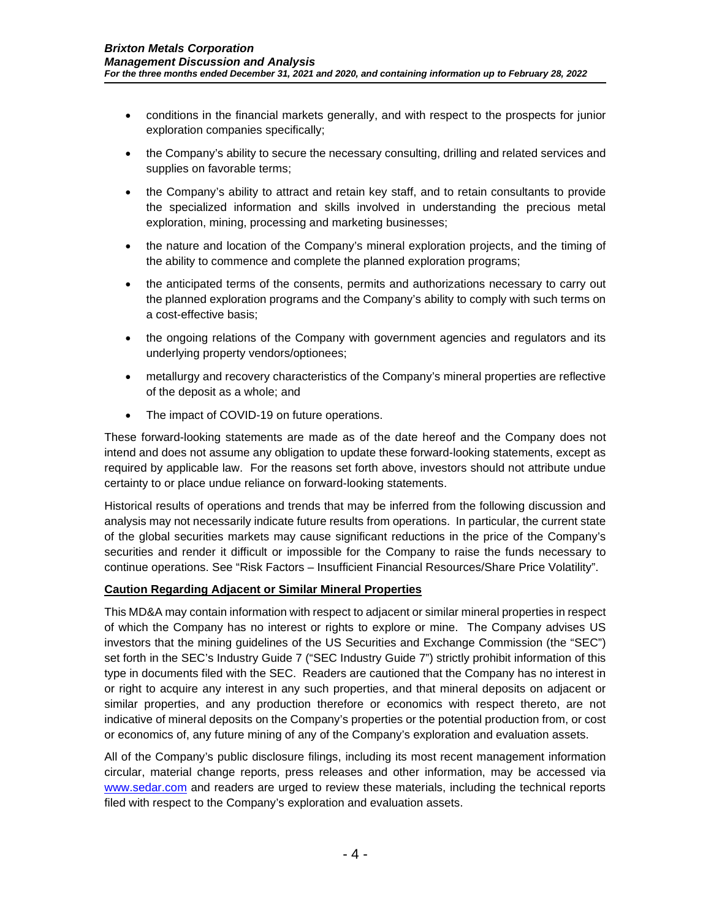- conditions in the financial markets generally, and with respect to the prospects for junior exploration companies specifically;
- the Company's ability to secure the necessary consulting, drilling and related services and supplies on favorable terms;
- the Company's ability to attract and retain key staff, and to retain consultants to provide the specialized information and skills involved in understanding the precious metal exploration, mining, processing and marketing businesses;
- the nature and location of the Company's mineral exploration projects, and the timing of the ability to commence and complete the planned exploration programs;
- the anticipated terms of the consents, permits and authorizations necessary to carry out the planned exploration programs and the Company's ability to comply with such terms on a cost-effective basis;
- the ongoing relations of the Company with government agencies and regulators and its underlying property vendors/optionees;
- metallurgy and recovery characteristics of the Company's mineral properties are reflective of the deposit as a whole; and
- The impact of COVID-19 on future operations.

These forward-looking statements are made as of the date hereof and the Company does not intend and does not assume any obligation to update these forward-looking statements, except as required by applicable law. For the reasons set forth above, investors should not attribute undue certainty to or place undue reliance on forward-looking statements.

Historical results of operations and trends that may be inferred from the following discussion and analysis may not necessarily indicate future results from operations. In particular, the current state of the global securities markets may cause significant reductions in the price of the Company's securities and render it difficult or impossible for the Company to raise the funds necessary to continue operations. See "Risk Factors – Insufficient Financial Resources/Share Price Volatility".

**Caution Regarding Adjacent or Similar Mineral Properties**

This MD&A may contain information with respect to adjacent or similar mineral properties in respect of which the Company has no interest or rights to explore or mine. The Company advises US investors that the mining guidelines of the US Securities and Exchange Commission (the "SEC") set forth in the SEC's Industry Guide 7 ("SEC Industry Guide 7") strictly prohibit information of this type in documents filed with the SEC. Readers are cautioned that the Company has no interest in or right to acquire any interest in any such properties, and that mineral deposits on adjacent or similar properties, and any production therefore or economics with respect thereto, are not indicative of mineral deposits on the Company's properties or the potential production from, or cost or economics of, any future mining of any of the Company's exploration and evaluation assets.

All of the Company's public disclosure filings, including its most recent management information circular, material change reports, press releases and other information, may be accessed via www.sedar.com and readers are urged to review these materials, including the technical reports filed with respect to the Company's exploration and evaluation assets.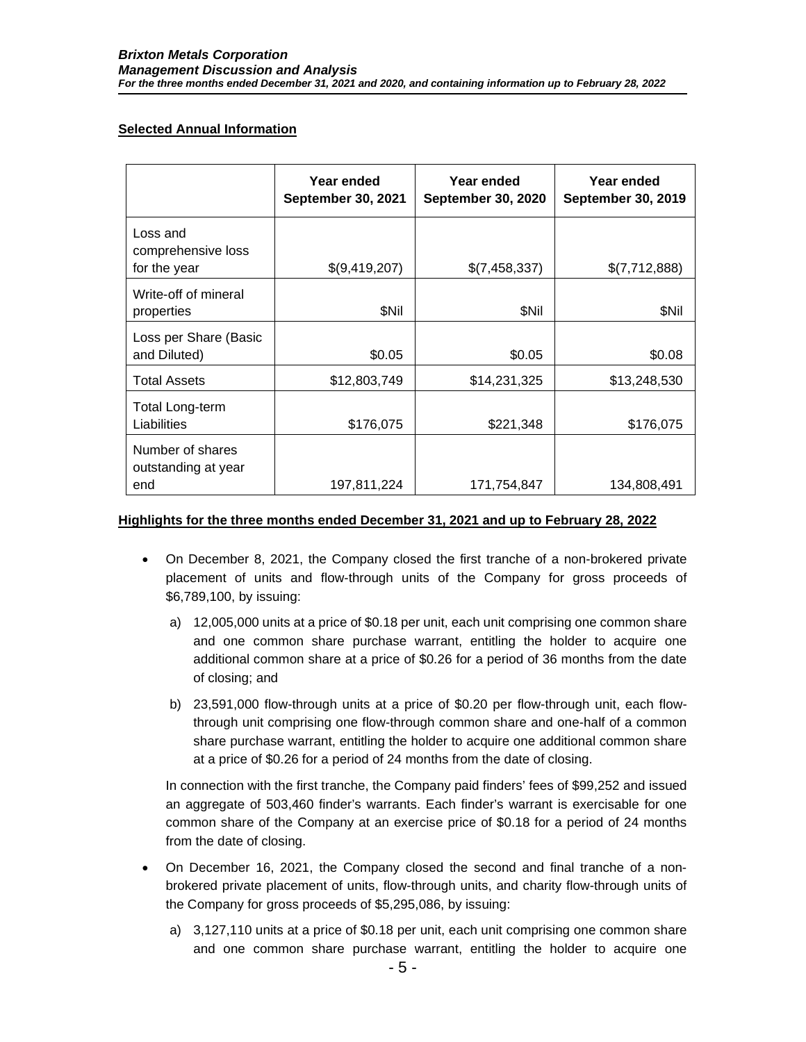**Selected Annual Information**

| | Year ended September 30, 2021 | Year ended September 30, 2020 | Year ended September 30, 2019 |
|---|---|---|---|
| Loss and comprehensive loss for the year | $(9,419,207) | $(7,458,337) | $(7,712,888) |
| Write-off of mineral properties | $Nil | $Nil | $Nil |
| Loss per Share (Basic and Diluted) | $0.05 | $0.05 | $0.08 |
| Total Assets | $12,803,749 | $14,231,325 | $13,248,530 |
| Total Long-term Liabilities | $176,075 | $221,348 | $176,075 |
| Number of shares outstanding at year end | 197,811,224 | 171,754,847 | 134,808,491 |

**Highlights for the three months ended December 31, 2021 and up to February 28, 2022**

- On December 8, 2021, the Company closed the first tranche of a non-brokered private placement of units and flow-through units of the Company for gross proceeds of $6,789,100, by issuing:

  a) 12,005,000 units at a price of $0.18 per unit, each unit comprising one common share and one common share purchase warrant, entitling the holder to acquire one additional common share at a price of $0.26 for a period of 36 months from the date of closing; and

  b) 23,591,000 flow-through units at a price of $0.20 per flow-through unit, each flow-through unit comprising one flow-through common share and one-half of a common share purchase warrant, entitling the holder to acquire one additional common share at a price of $0.26 for a period of 24 months from the date of closing.

  In connection with the first tranche, the Company paid finders' fees of $99,252 and issued an aggregate of 503,460 finder's warrants. Each finder's warrant is exercisable for one common share of the Company at an exercise price of $0.18 for a period of 24 months from the date of closing.

- On December 16, 2021, the Company closed the second and final tranche of a non-brokered private placement of units, flow-through units, and charity flow-through units of the Company for gross proceeds of $5,295,086, by issuing:

  a) 3,127,110 units at a price of $0.18 per unit, each unit comprising one common share and one common share purchase warrant, entitling the holder to acquire one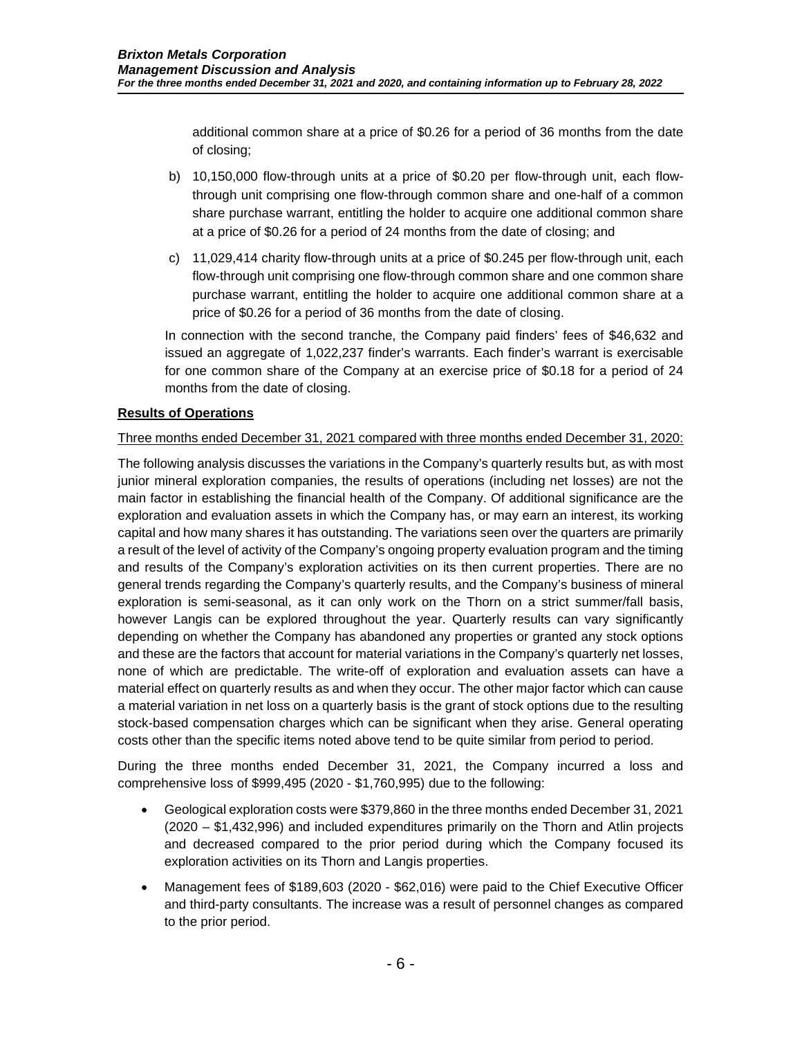additional common share at a price of $0.26 for a period of 36 months from the date of closing;

b) 10,150,000 flow-through units at a price of $0.20 per flow-through unit, each flow-through unit comprising one flow-through common share and one-half of a common share purchase warrant, entitling the holder to acquire one additional common share at a price of $0.26 for a period of 24 months from the date of closing; and

c) 11,029,414 charity flow-through units at a price of $0.245 per flow-through unit, each flow-through unit comprising one flow-through common share and one common share purchase warrant, entitling the holder to acquire one additional common share at a price of $0.26 for a period of 36 months from the date of closing.

In connection with the second tranche, the Company paid finders' fees of $46,632 and issued an aggregate of 1,022,237 finder's warrants. Each finder's warrant is exercisable for one common share of the Company at an exercise price of $0.18 for a period of 24 months from the date of closing.

**Results of Operations**

Three months ended December 31, 2021 compared with three months ended December 31, 2020:

The following analysis discusses the variations in the Company's quarterly results but, as with most junior mineral exploration companies, the results of operations (including net losses) are not the main factor in establishing the financial health of the Company. Of additional significance are the exploration and evaluation assets in which the Company has, or may earn an interest, its working capital and how many shares it has outstanding. The variations seen over the quarters are primarily a result of the level of activity of the Company's ongoing property evaluation program and the timing and results of the Company's exploration activities on its then current properties. There are no general trends regarding the Company's quarterly results, and the Company's business of mineral exploration is semi-seasonal, as it can only work on the Thorn on a strict summer/fall basis, however Langis can be explored throughout the year. Quarterly results can vary significantly depending on whether the Company has abandoned any properties or granted any stock options and these are the factors that account for material variations in the Company's quarterly net losses, none of which are predictable. The write-off of exploration and evaluation assets can have a material effect on quarterly results as and when they occur. The other major factor which can cause a material variation in net loss on a quarterly basis is the grant of stock options due to the resulting stock-based compensation charges which can be significant when they arise. General operating costs other than the specific items noted above tend to be quite similar from period to period.

During the three months ended December 31, 2021, the Company incurred a loss and comprehensive loss of $999,495 (2020 - $1,760,995) due to the following:

- Geological exploration costs were $379,860 in the three months ended December 31, 2021 (2020 – $1,432,996) and included expenditures primarily on the Thorn and Atlin projects and decreased compared to the prior period during which the Company focused its exploration activities on its Thorn and Langis properties.
- Management fees of $189,603 (2020 - $62,016) were paid to the Chief Executive Officer and third-party consultants. The increase was a result of personnel changes as compared to the prior period.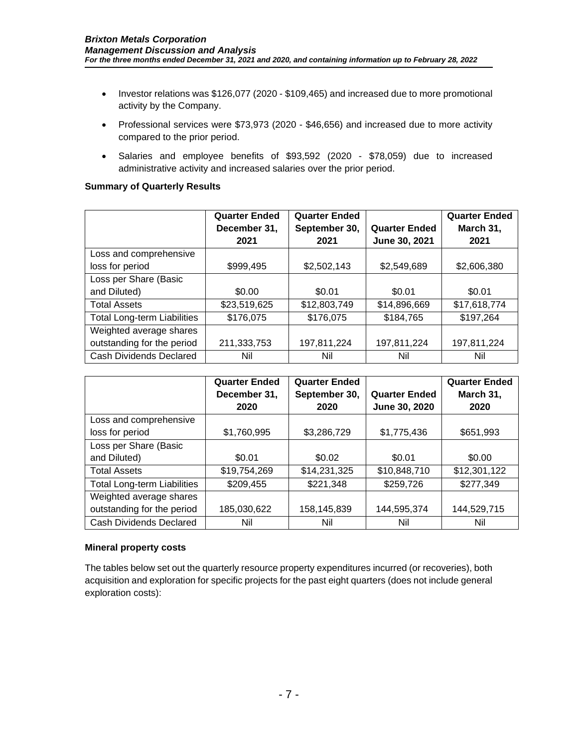- Investor relations was $126,077 (2020 - $109,465) and increased due to more promotional activity by the Company.
- Professional services were $73,973 (2020 - $46,656) and increased due to more activity compared to the prior period.
- Salaries and employee benefits of $93,592 (2020 - $78,059) due to increased administrative activity and increased salaries over the prior period.

**Summary of Quarterly Results**

| | Quarter Ended December 31, 2021 | Quarter Ended September 30, 2021 | Quarter Ended June 30, 2021 | Quarter Ended March 31, 2021 |
|---|---|---|---|---|
| Loss and comprehensive loss for period | $999,495 | $2,502,143 | $2,549,689 | $2,606,380 |
| Loss per Share (Basic and Diluted) | $0.00 | $0.01 | $0.01 | $0.01 |
| Total Assets | $23,519,625 | $12,803,749 | $14,896,669 | $17,618,774 |
| Total Long-term Liabilities | $176,075 | $176,075 | $184,765 | $197,264 |
| Weighted average shares outstanding for the period | 211,333,753 | 197,811,224 | 197,811,224 | 197,811,224 |
| Cash Dividends Declared | Nil | Nil | Nil | Nil |

| | Quarter Ended December 31, 2020 | Quarter Ended September 30, 2020 | Quarter Ended June 30, 2020 | Quarter Ended March 31, 2020 |
|---|---|---|---|---|
| Loss and comprehensive loss for period | $1,760,995 | $3,286,729 | $1,775,436 | $651,993 |
| Loss per Share (Basic and Diluted) | $0.01 | $0.02 | $0.01 | $0.00 |
| Total Assets | $19,754,269 | $14,231,325 | $10,848,710 | $12,301,122 |
| Total Long-term Liabilities | $209,455 | $221,348 | $259,726 | $277,349 |
| Weighted average shares outstanding for the period | 185,030,622 | 158,145,839 | 144,595,374 | 144,529,715 |
| Cash Dividends Declared | Nil | Nil | Nil | Nil |

**Mineral property costs**

The tables below set out the quarterly resource property expenditures incurred (or recoveries), both acquisition and exploration for specific projects for the past eight quarters (does not include general exploration costs):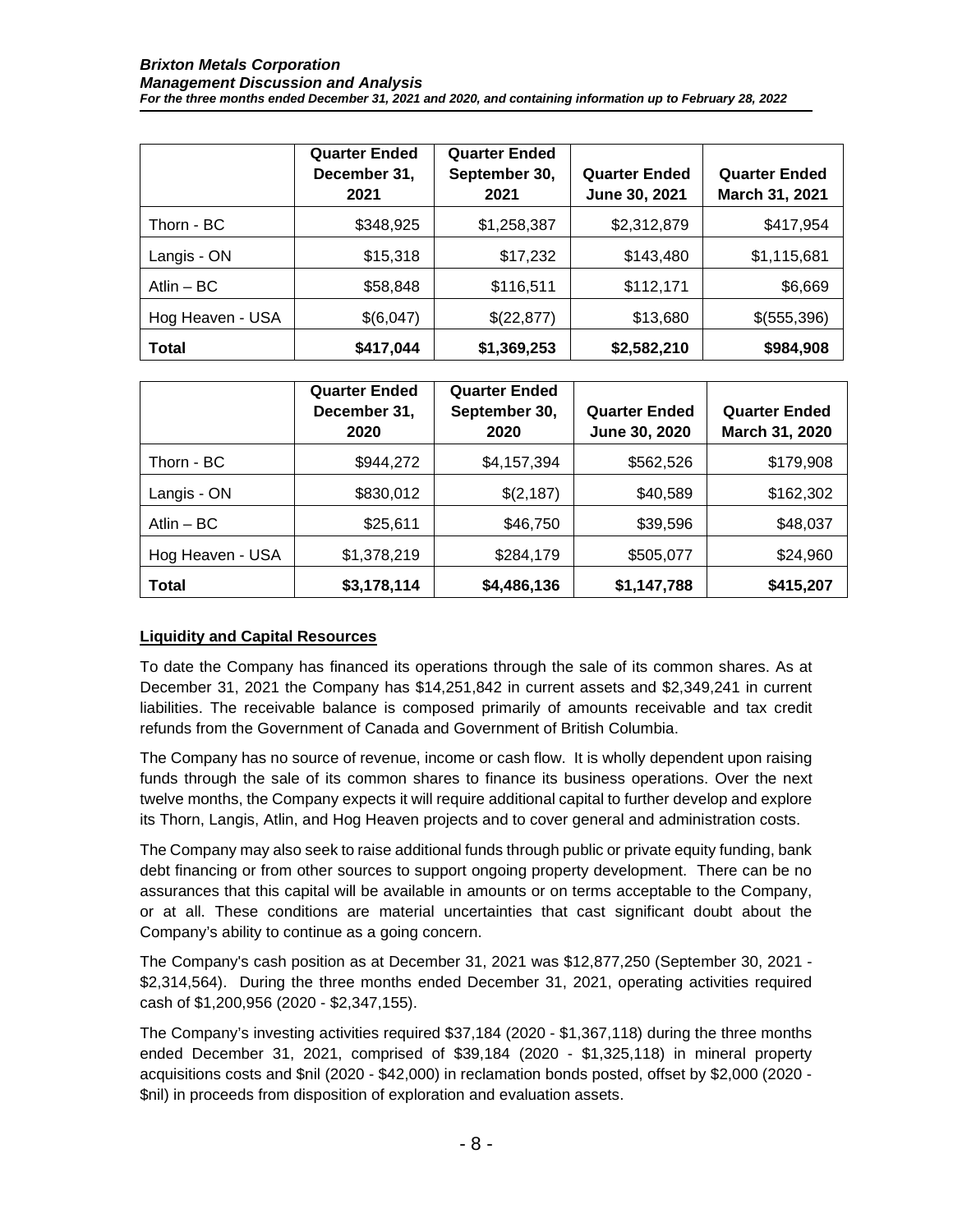| | Quarter Ended December 31, 2021 | Quarter Ended September 30, 2021 | Quarter Ended June 30, 2021 | Quarter Ended March 31, 2021 |
|---|---|---|---|---|
| Thorn - BC | $348,925 | $1,258,387 | $2,312,879 | $417,954 |
| Langis - ON | $15,318 | $17,232 | $143,480 | $1,115,681 |
| Atlin – BC | $58,848 | $116,511 | $112,171 | $6,669 |
| Hog Heaven - USA | $(6,047) | $(22,877) | $13,680 | $(555,396) |
| **Total** | **$417,044** | **$1,369,253** | **$2,582,210** | **$984,908** |

| | Quarter Ended December 31, 2020 | Quarter Ended September 30, 2020 | Quarter Ended June 30, 2020 | Quarter Ended March 31, 2020 |
|---|---|---|---|---|
| Thorn - BC | $944,272 | $4,157,394 | $562,526 | $179,908 |
| Langis - ON | $830,012 | $(2,187) | $40,589 | $162,302 |
| Atlin – BC | $25,611 | $46,750 | $39,596 | $48,037 |
| Hog Heaven - USA | $1,378,219 | $284,179 | $505,077 | $24,960 |
| **Total** | **$3,178,114** | **$4,486,136** | **$1,147,788** | **$415,207** |

## Liquidity and Capital Resources

To date the Company has financed its operations through the sale of its common shares. As at December 31, 2021 the Company has $14,251,842 in current assets and $2,349,241 in current liabilities. The receivable balance is composed primarily of amounts receivable and tax credit refunds from the Government of Canada and Government of British Columbia.

The Company has no source of revenue, income or cash flow. It is wholly dependent upon raising funds through the sale of its common shares to finance its business operations. Over the next twelve months, the Company expects it will require additional capital to further develop and explore its Thorn, Langis, Atlin, and Hog Heaven projects and to cover general and administration costs.

The Company may also seek to raise additional funds through public or private equity funding, bank debt financing or from other sources to support ongoing property development. There can be no assurances that this capital will be available in amounts or on terms acceptable to the Company, or at all. These conditions are material uncertainties that cast significant doubt about the Company's ability to continue as a going concern.

The Company's cash position as at December 31, 2021 was $12,877,250 (September 30, 2021 - $2,314,564). During the three months ended December 31, 2021, operating activities required cash of $1,200,956 (2020 - $2,347,155).

The Company's investing activities required $37,184 (2020 - $1,367,118) during the three months ended December 31, 2021, comprised of $39,184 (2020 - $1,325,118) in mineral property acquisitions costs and $nil (2020 - $42,000) in reclamation bonds posted, offset by $2,000 (2020 - $nil) in proceeds from disposition of exploration and evaluation assets.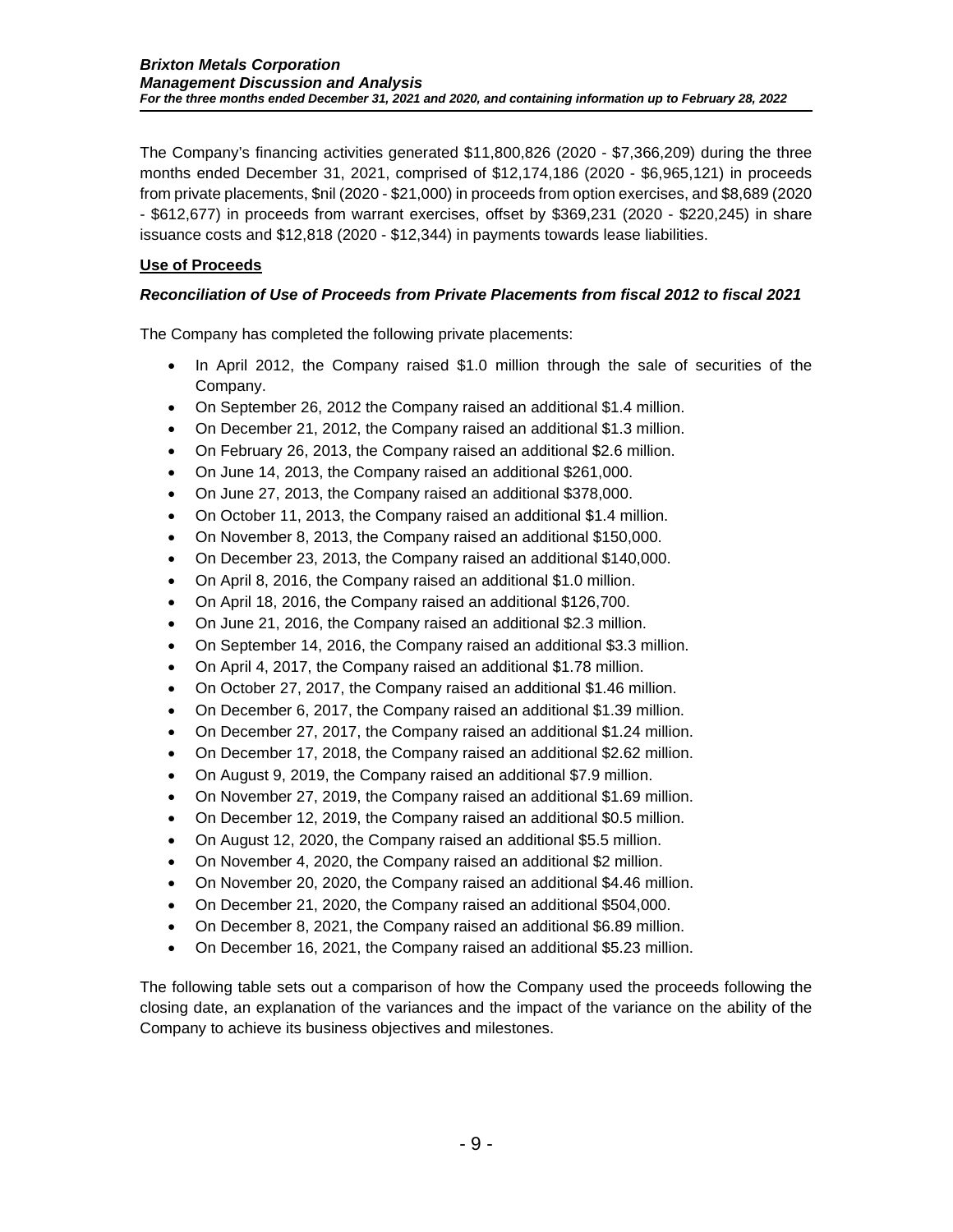The Company's financing activities generated $11,800,826 (2020 - $7,366,209) during the three months ended December 31, 2021, comprised of $12,174,186 (2020 - $6,965,121) in proceeds from private placements, $nil (2020 - $21,000) in proceeds from option exercises, and $8,689 (2020 - $612,677) in proceeds from warrant exercises, offset by $369,231 (2020 - $220,245) in share issuance costs and $12,818 (2020 - $12,344) in payments towards lease liabilities.

**Use of Proceeds**

***Reconciliation of Use of Proceeds from Private Placements from fiscal 2012 to fiscal 2021***

The Company has completed the following private placements:

- In April 2012, the Company raised $1.0 million through the sale of securities of the Company.
- On September 26, 2012 the Company raised an additional $1.4 million.
- On December 21, 2012, the Company raised an additional $1.3 million.
- On February 26, 2013, the Company raised an additional $2.6 million.
- On June 14, 2013, the Company raised an additional $261,000.
- On June 27, 2013, the Company raised an additional $378,000.
- On October 11, 2013, the Company raised an additional $1.4 million.
- On November 8, 2013, the Company raised an additional $150,000.
- On December 23, 2013, the Company raised an additional $140,000.
- On April 8, 2016, the Company raised an additional $1.0 million.
- On April 18, 2016, the Company raised an additional $126,700.
- On June 21, 2016, the Company raised an additional $2.3 million.
- On September 14, 2016, the Company raised an additional $3.3 million.
- On April 4, 2017, the Company raised an additional $1.78 million.
- On October 27, 2017, the Company raised an additional $1.46 million.
- On December 6, 2017, the Company raised an additional $1.39 million.
- On December 27, 2017, the Company raised an additional $1.24 million.
- On December 17, 2018, the Company raised an additional $2.62 million.
- On August 9, 2019, the Company raised an additional $7.9 million.
- On November 27, 2019, the Company raised an additional $1.69 million.
- On December 12, 2019, the Company raised an additional $0.5 million.
- On August 12, 2020, the Company raised an additional $5.5 million.
- On November 4, 2020, the Company raised an additional $2 million.
- On November 20, 2020, the Company raised an additional $4.46 million.
- On December 21, 2020, the Company raised an additional $504,000.
- On December 8, 2021, the Company raised an additional $6.89 million.
- On December 16, 2021, the Company raised an additional $5.23 million.

The following table sets out a comparison of how the Company used the proceeds following the closing date, an explanation of the variances and the impact of the variance on the ability of the Company to achieve its business objectives and milestones.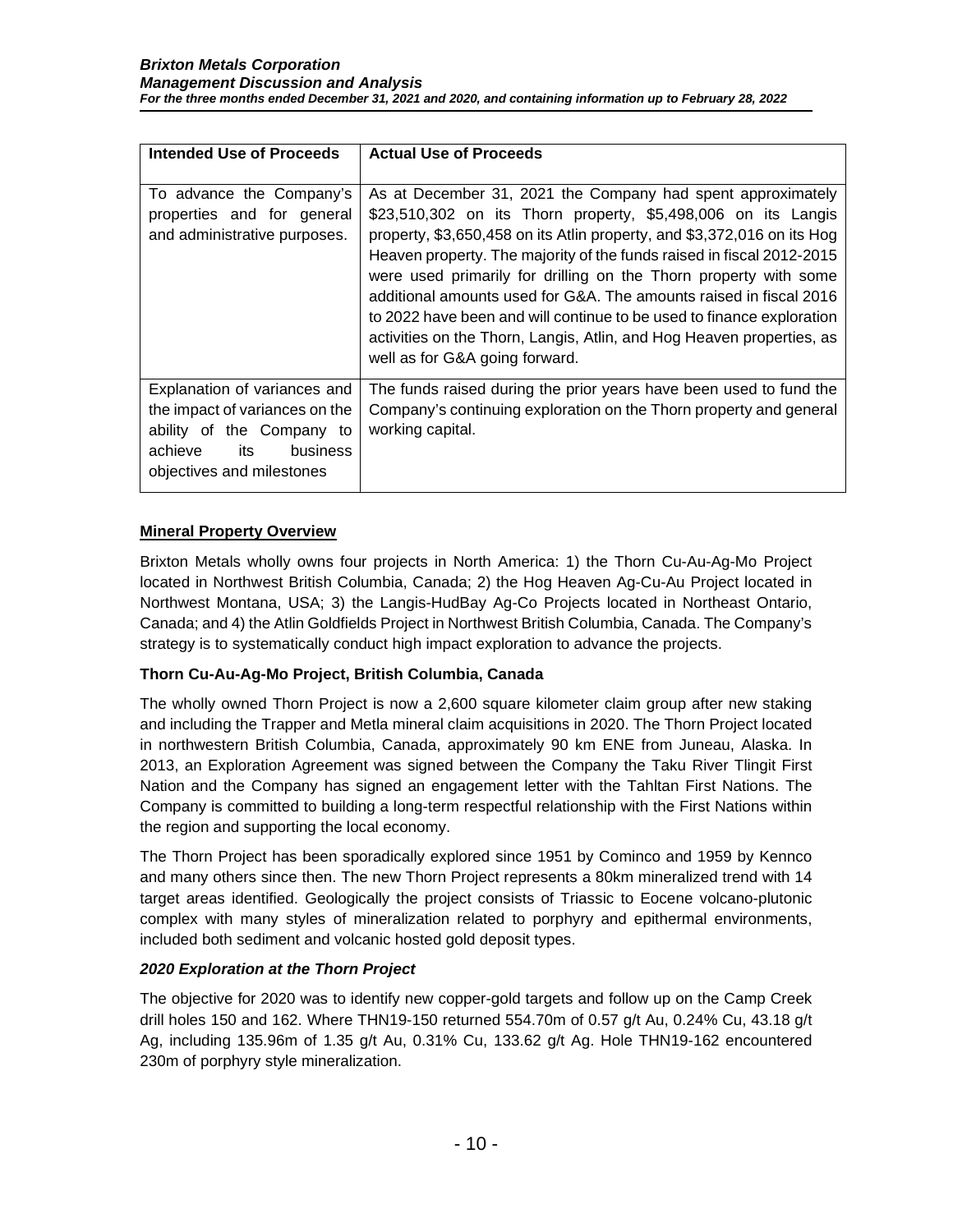| Intended Use of Proceeds | Actual Use of Proceeds |
|---|---|
| To advance the Company's properties and for general and administrative purposes. | As at December 31, 2021 the Company had spent approximately $23,510,302 on its Thorn property, $5,498,006 on its Langis property, $3,650,458 on its Atlin property, and $3,372,016 on its Hog Heaven property. The majority of the funds raised in fiscal 2012-2015 were used primarily for drilling on the Thorn property with some additional amounts used for G&A. The amounts raised in fiscal 2016 to 2022 have been and will continue to be used to finance exploration activities on the Thorn, Langis, Atlin, and Hog Heaven properties, as well as for G&A going forward. |
| Explanation of variances and the impact of variances on the ability of the Company to achieve its business objectives and milestones | The funds raised during the prior years have been used to fund the Company's continuing exploration on the Thorn property and general working capital. |

## Mineral Property Overview

Brixton Metals wholly owns four projects in North America: 1) the Thorn Cu-Au-Ag-Mo Project located in Northwest British Columbia, Canada; 2) the Hog Heaven Ag-Cu-Au Project located in Northwest Montana, USA; 3) the Langis-HudBay Ag-Co Projects located in Northeast Ontario, Canada; and 4) the Atlin Goldfields Project in Northwest British Columbia, Canada. The Company's strategy is to systematically conduct high impact exploration to advance the projects.

### Thorn Cu-Au-Ag-Mo Project, British Columbia, Canada

The wholly owned Thorn Project is now a 2,600 square kilometer claim group after new staking and including the Trapper and Metla mineral claim acquisitions in 2020. The Thorn Project located in northwestern British Columbia, Canada, approximately 90 km ENE from Juneau, Alaska. In 2013, an Exploration Agreement was signed between the Company the Taku River Tlingit First Nation and the Company has signed an engagement letter with the Tahltan First Nations. The Company is committed to building a long-term respectful relationship with the First Nations within the region and supporting the local economy.

The Thorn Project has been sporadically explored since 1951 by Cominco and 1959 by Kennco and many others since then. The new Thorn Project represents a 80km mineralized trend with 14 target areas identified. Geologically the project consists of Triassic to Eocene volcano-plutonic complex with many styles of mineralization related to porphyry and epithermal environments, included both sediment and volcanic hosted gold deposit types.

#### *2020 Exploration at the Thorn Project*

The objective for 2020 was to identify new copper-gold targets and follow up on the Camp Creek drill holes 150 and 162. Where THN19-150 returned 554.70m of 0.57 g/t Au, 0.24% Cu, 43.18 g/t Ag, including 135.96m of 1.35 g/t Au, 0.31% Cu, 133.62 g/t Ag. Hole THN19-162 encountered 230m of porphyry style mineralization.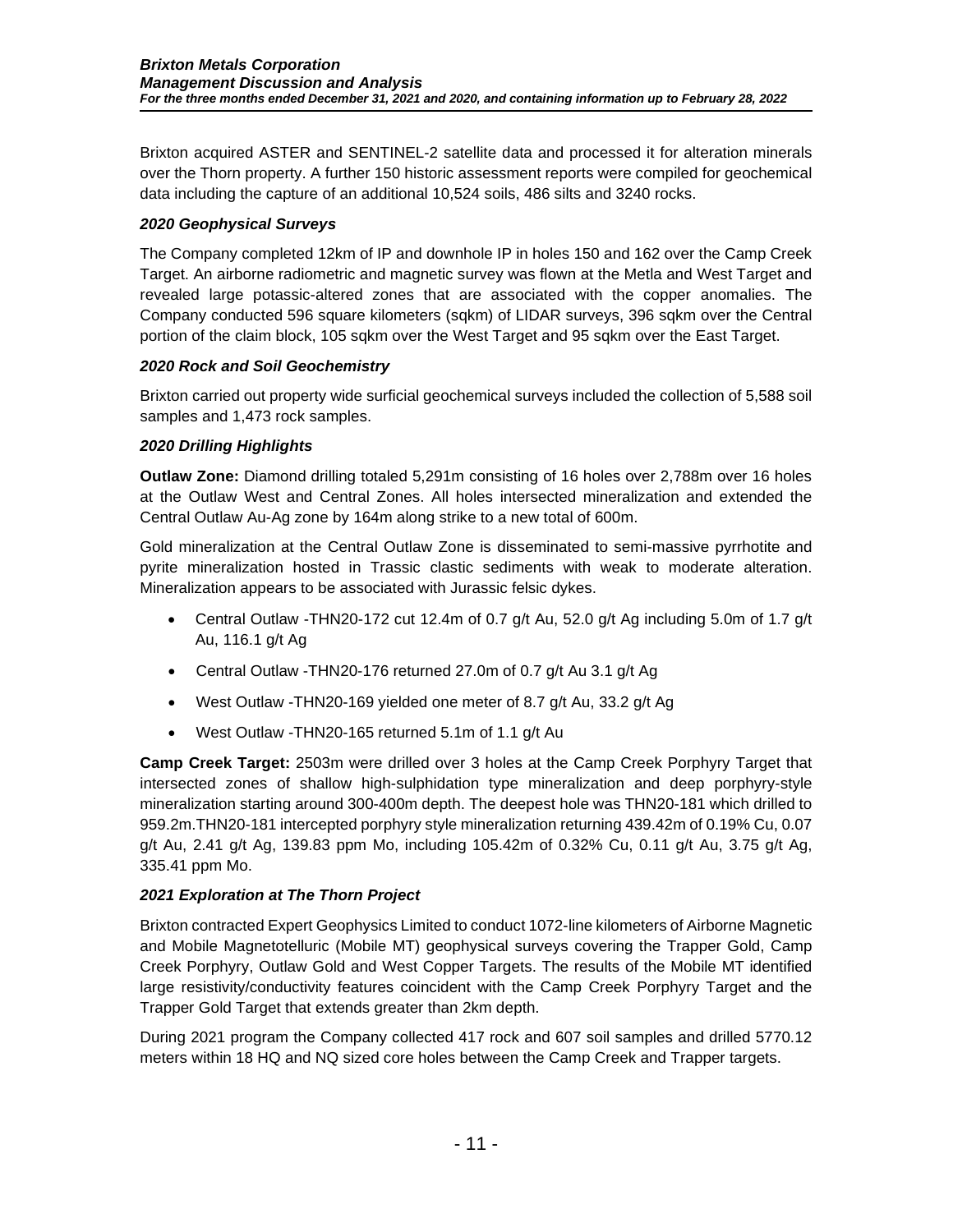Brixton acquired ASTER and SENTINEL-2 satellite data and processed it for alteration minerals over the Thorn property. A further 150 historic assessment reports were compiled for geochemical data including the capture of an additional 10,524 soils, 486 silts and 3240 rocks.

### *2020 Geophysical Surveys*

The Company completed 12km of IP and downhole IP in holes 150 and 162 over the Camp Creek Target. An airborne radiometric and magnetic survey was flown at the Metla and West Target and revealed large potassic-altered zones that are associated with the copper anomalies. The Company conducted 596 square kilometers (sqkm) of LIDAR surveys, 396 sqkm over the Central portion of the claim block, 105 sqkm over the West Target and 95 sqkm over the East Target.

### *2020 Rock and Soil Geochemistry*

Brixton carried out property wide surficial geochemical surveys included the collection of 5,588 soil samples and 1,473 rock samples.

### *2020 Drilling Highlights*

**Outlaw Zone:** Diamond drilling totaled 5,291m consisting of 16 holes over 2,788m over 16 holes at the Outlaw West and Central Zones. All holes intersected mineralization and extended the Central Outlaw Au-Ag zone by 164m along strike to a new total of 600m.

Gold mineralization at the Central Outlaw Zone is disseminated to semi-massive pyrrhotite and pyrite mineralization hosted in Trassic clastic sediments with weak to moderate alteration. Mineralization appears to be associated with Jurassic felsic dykes.

- Central Outlaw -THN20-172 cut 12.4m of 0.7 g/t Au, 52.0 g/t Ag including 5.0m of 1.7 g/t Au, 116.1 g/t Ag
- Central Outlaw -THN20-176 returned 27.0m of 0.7 g/t Au 3.1 g/t Ag
- West Outlaw -THN20-169 yielded one meter of 8.7 g/t Au, 33.2 g/t Ag
- West Outlaw -THN20-165 returned 5.1m of 1.1 g/t Au

**Camp Creek Target:** 2503m were drilled over 3 holes at the Camp Creek Porphyry Target that intersected zones of shallow high-sulphidation type mineralization and deep porphyry-style mineralization starting around 300-400m depth. The deepest hole was THN20-181 which drilled to 959.2m.THN20-181 intercepted porphyry style mineralization returning 439.42m of 0.19% Cu, 0.07 g/t Au, 2.41 g/t Ag, 139.83 ppm Mo, including 105.42m of 0.32% Cu, 0.11 g/t Au, 3.75 g/t Ag, 335.41 ppm Mo.

### *2021 Exploration at The Thorn Project*

Brixton contracted Expert Geophysics Limited to conduct 1072-line kilometers of Airborne Magnetic and Mobile Magnetotelluric (Mobile MT) geophysical surveys covering the Trapper Gold, Camp Creek Porphyry, Outlaw Gold and West Copper Targets. The results of the Mobile MT identified large resistivity/conductivity features coincident with the Camp Creek Porphyry Target and the Trapper Gold Target that extends greater than 2km depth.

During 2021 program the Company collected 417 rock and 607 soil samples and drilled 5770.12 meters within 18 HQ and NQ sized core holes between the Camp Creek and Trapper targets.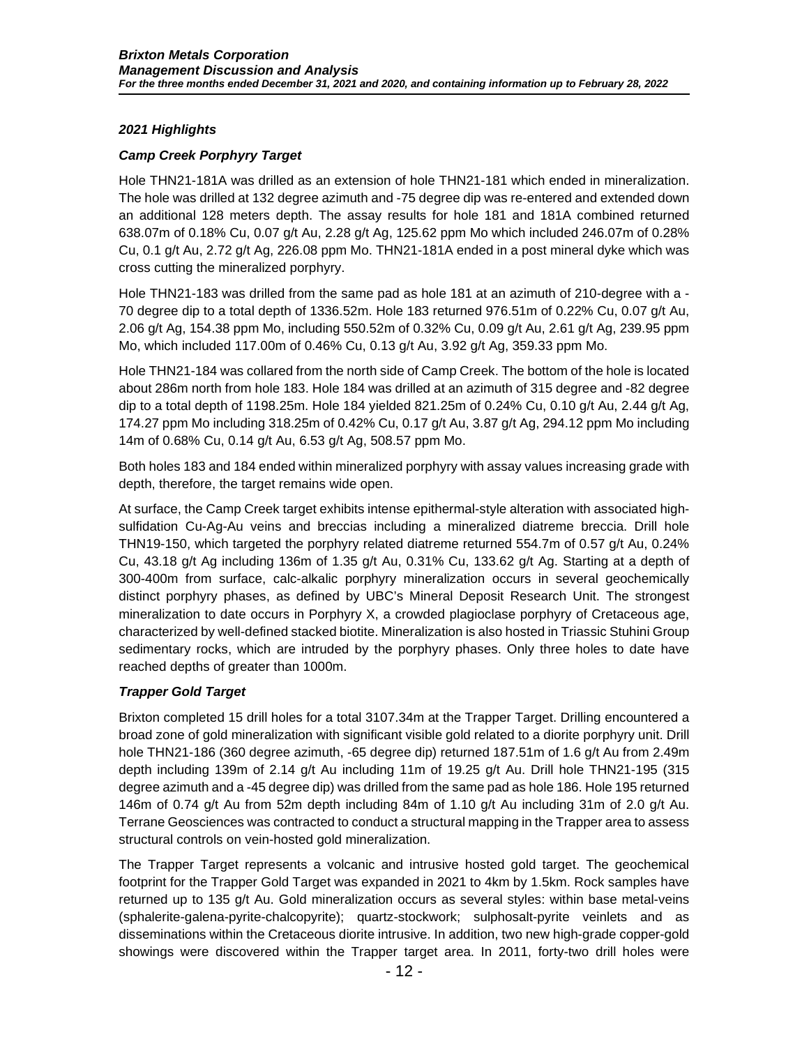### *2021 Highlights*

### *Camp Creek Porphyry Target*

Hole THN21-181A was drilled as an extension of hole THN21-181 which ended in mineralization. The hole was drilled at 132 degree azimuth and -75 degree dip was re-entered and extended down an additional 128 meters depth. The assay results for hole 181 and 181A combined returned 638.07m of 0.18% Cu, 0.07 g/t Au, 2.28 g/t Ag, 125.62 ppm Mo which included 246.07m of 0.28% Cu, 0.1 g/t Au, 2.72 g/t Ag, 226.08 ppm Mo. THN21-181A ended in a post mineral dyke which was cross cutting the mineralized porphyry.

Hole THN21-183 was drilled from the same pad as hole 181 at an azimuth of 210-degree with a -70 degree dip to a total depth of 1336.52m. Hole 183 returned 976.51m of 0.22% Cu, 0.07 g/t Au, 2.06 g/t Ag, 154.38 ppm Mo, including 550.52m of 0.32% Cu, 0.09 g/t Au, 2.61 g/t Ag, 239.95 ppm Mo, which included 117.00m of 0.46% Cu, 0.13 g/t Au, 3.92 g/t Ag, 359.33 ppm Mo.

Hole THN21-184 was collared from the north side of Camp Creek. The bottom of the hole is located about 286m north from hole 183. Hole 184 was drilled at an azimuth of 315 degree and -82 degree dip to a total depth of 1198.25m. Hole 184 yielded 821.25m of 0.24% Cu, 0.10 g/t Au, 2.44 g/t Ag, 174.27 ppm Mo including 318.25m of 0.42% Cu, 0.17 g/t Au, 3.87 g/t Ag, 294.12 ppm Mo including 14m of 0.68% Cu, 0.14 g/t Au, 6.53 g/t Ag, 508.57 ppm Mo.

Both holes 183 and 184 ended within mineralized porphyry with assay values increasing grade with depth, therefore, the target remains wide open.

At surface, the Camp Creek target exhibits intense epithermal-style alteration with associated high-sulfidation Cu-Ag-Au veins and breccias including a mineralized diatreme breccia. Drill hole THN19-150, which targeted the porphyry related diatreme returned 554.7m of 0.57 g/t Au, 0.24% Cu, 43.18 g/t Ag including 136m of 1.35 g/t Au, 0.31% Cu, 133.62 g/t Ag. Starting at a depth of 300-400m from surface, calc-alkalic porphyry mineralization occurs in several geochemically distinct porphyry phases, as defined by UBC's Mineral Deposit Research Unit. The strongest mineralization to date occurs in Porphyry X, a crowded plagioclase porphyry of Cretaceous age, characterized by well-defined stacked biotite. Mineralization is also hosted in Triassic Stuhini Group sedimentary rocks, which are intruded by the porphyry phases. Only three holes to date have reached depths of greater than 1000m.

### *Trapper Gold Target*

Brixton completed 15 drill holes for a total 3107.34m at the Trapper Target. Drilling encountered a broad zone of gold mineralization with significant visible gold related to a diorite porphyry unit. Drill hole THN21-186 (360 degree azimuth, -65 degree dip) returned 187.51m of 1.6 g/t Au from 2.49m depth including 139m of 2.14 g/t Au including 11m of 19.25 g/t Au. Drill hole THN21-195 (315 degree azimuth and a -45 degree dip) was drilled from the same pad as hole 186. Hole 195 returned 146m of 0.74 g/t Au from 52m depth including 84m of 1.10 g/t Au including 31m of 2.0 g/t Au. Terrane Geosciences was contracted to conduct a structural mapping in the Trapper area to assess structural controls on vein-hosted gold mineralization.

The Trapper Target represents a volcanic and intrusive hosted gold target. The geochemical footprint for the Trapper Gold Target was expanded in 2021 to 4km by 1.5km. Rock samples have returned up to 135 g/t Au. Gold mineralization occurs as several styles: within base metal-veins (sphalerite-galena-pyrite-chalcopyrite); quartz-stockwork; sulphosalt-pyrite veinlets and as disseminations within the Cretaceous diorite intrusive. In addition, two new high-grade copper-gold showings were discovered within the Trapper target area. In 2011, forty-two drill holes were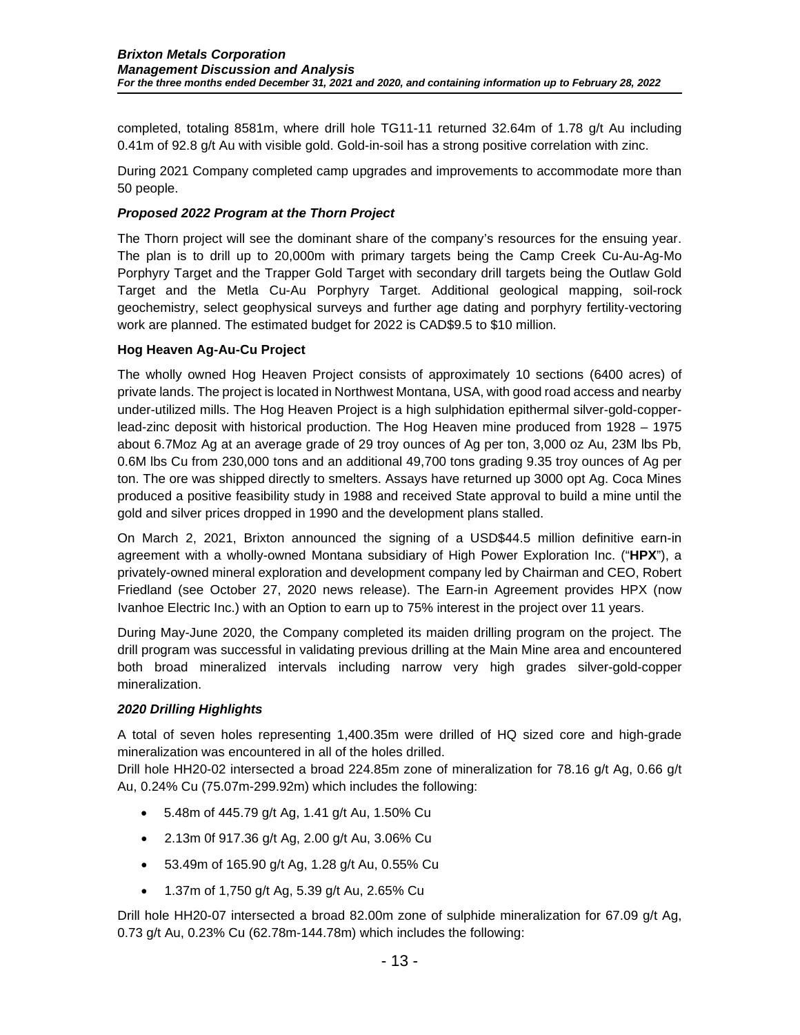completed, totaling 8581m, where drill hole TG11-11 returned 32.64m of 1.78 g/t Au including 0.41m of 92.8 g/t Au with visible gold. Gold-in-soil has a strong positive correlation with zinc.

During 2021 Company completed camp upgrades and improvements to accommodate more than 50 people.

***Proposed 2022 Program at the Thorn Project***

The Thorn project will see the dominant share of the company's resources for the ensuing year. The plan is to drill up to 20,000m with primary targets being the Camp Creek Cu-Au-Ag-Mo Porphyry Target and the Trapper Gold Target with secondary drill targets being the Outlaw Gold Target and the Metla Cu-Au Porphyry Target. Additional geological mapping, soil-rock geochemistry, select geophysical surveys and further age dating and porphyry fertility-vectoring work are planned. The estimated budget for 2022 is CAD$9.5 to $10 million.

**Hog Heaven Ag-Au-Cu Project**

The wholly owned Hog Heaven Project consists of approximately 10 sections (6400 acres) of private lands. The project is located in Northwest Montana, USA, with good road access and nearby under-utilized mills. The Hog Heaven Project is a high sulphidation epithermal silver-gold-copper-lead-zinc deposit with historical production. The Hog Heaven mine produced from 1928 – 1975 about 6.7Moz Ag at an average grade of 29 troy ounces of Ag per ton, 3,000 oz Au, 23M lbs Pb, 0.6M lbs Cu from 230,000 tons and an additional 49,700 tons grading 9.35 troy ounces of Ag per ton. The ore was shipped directly to smelters. Assays have returned up 3000 opt Ag. Coca Mines produced a positive feasibility study in 1988 and received State approval to build a mine until the gold and silver prices dropped in 1990 and the development plans stalled.

On March 2, 2021, Brixton announced the signing of a USD$44.5 million definitive earn-in agreement with a wholly-owned Montana subsidiary of High Power Exploration Inc. ("**HPX**"), a privately-owned mineral exploration and development company led by Chairman and CEO, Robert Friedland (see October 27, 2020 news release). The Earn-in Agreement provides HPX (now Ivanhoe Electric Inc.) with an Option to earn up to 75% interest in the project over 11 years.

During May-June 2020, the Company completed its maiden drilling program on the project. The drill program was successful in validating previous drilling at the Main Mine area and encountered both broad mineralized intervals including narrow very high grades silver-gold-copper mineralization.

***2020 Drilling Highlights***

A total of seven holes representing 1,400.35m were drilled of HQ sized core and high-grade mineralization was encountered in all of the holes drilled.
Drill hole HH20-02 intersected a broad 224.85m zone of mineralization for 78.16 g/t Ag, 0.66 g/t Au, 0.24% Cu (75.07m-299.92m) which includes the following:

- 5.48m of 445.79 g/t Ag, 1.41 g/t Au, 1.50% Cu
- 2.13m 0f 917.36 g/t Ag, 2.00 g/t Au, 3.06% Cu
- 53.49m of 165.90 g/t Ag, 1.28 g/t Au, 0.55% Cu
- 1.37m of 1,750 g/t Ag, 5.39 g/t Au, 2.65% Cu

Drill hole HH20-07 intersected a broad 82.00m zone of sulphide mineralization for 67.09 g/t Ag, 0.73 g/t Au, 0.23% Cu (62.78m-144.78m) which includes the following: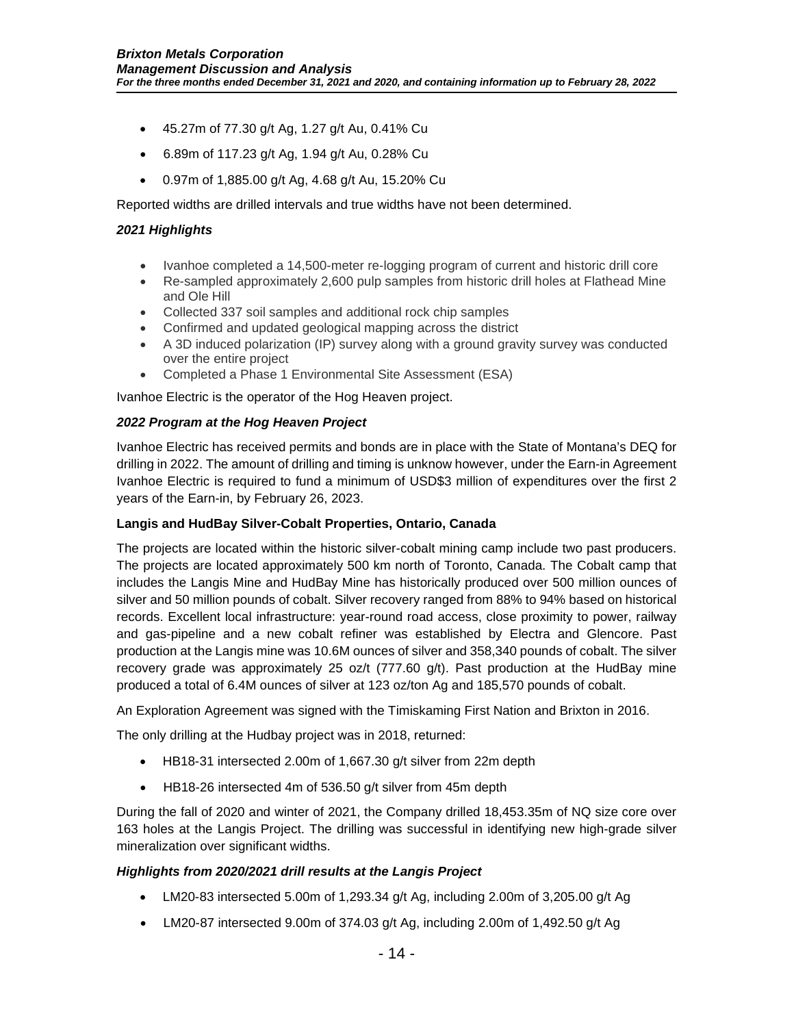- 45.27m of 77.30 g/t Ag, 1.27 g/t Au, 0.41% Cu
- 6.89m of 117.23 g/t Ag, 1.94 g/t Au, 0.28% Cu
- 0.97m of 1,885.00 g/t Ag, 4.68 g/t Au, 15.20% Cu

Reported widths are drilled intervals and true widths have not been determined.

***2021 Highlights***

- Ivanhoe completed a 14,500-meter re-logging program of current and historic drill core
- Re-sampled approximately 2,600 pulp samples from historic drill holes at Flathead Mine and Ole Hill
- Collected 337 soil samples and additional rock chip samples
- Confirmed and updated geological mapping across the district
- A 3D induced polarization (IP) survey along with a ground gravity survey was conducted over the entire project
- Completed a Phase 1 Environmental Site Assessment (ESA)

Ivanhoe Electric is the operator of the Hog Heaven project.

***2022 Program at the Hog Heaven Project***

Ivanhoe Electric has received permits and bonds are in place with the State of Montana's DEQ for drilling in 2022. The amount of drilling and timing is unknow however, under the Earn-in Agreement Ivanhoe Electric is required to fund a minimum of USD$3 million of expenditures over the first 2 years of the Earn-in, by February 26, 2023.

**Langis and HudBay Silver-Cobalt Properties, Ontario, Canada**

The projects are located within the historic silver-cobalt mining camp include two past producers. The projects are located approximately 500 km north of Toronto, Canada. The Cobalt camp that includes the Langis Mine and HudBay Mine has historically produced over 500 million ounces of silver and 50 million pounds of cobalt. Silver recovery ranged from 88% to 94% based on historical records. Excellent local infrastructure: year-round road access, close proximity to power, railway and gas-pipeline and a new cobalt refiner was established by Electra and Glencore. Past production at the Langis mine was 10.6M ounces of silver and 358,340 pounds of cobalt. The silver recovery grade was approximately 25 oz/t (777.60 g/t). Past production at the HudBay mine produced a total of 6.4M ounces of silver at 123 oz/ton Ag and 185,570 pounds of cobalt.

An Exploration Agreement was signed with the Timiskaming First Nation and Brixton in 2016.

The only drilling at the Hudbay project was in 2018, returned:

- HB18-31 intersected 2.00m of 1,667.30 g/t silver from 22m depth
- HB18-26 intersected 4m of 536.50 g/t silver from 45m depth

During the fall of 2020 and winter of 2021, the Company drilled 18,453.35m of NQ size core over 163 holes at the Langis Project. The drilling was successful in identifying new high-grade silver mineralization over significant widths.

***Highlights from 2020/2021 drill results at the Langis Project***

- LM20-83 intersected 5.00m of 1,293.34 g/t Ag, including 2.00m of 3,205.00 g/t Ag
- LM20-87 intersected 9.00m of 374.03 g/t Ag, including 2.00m of 1,492.50 g/t Ag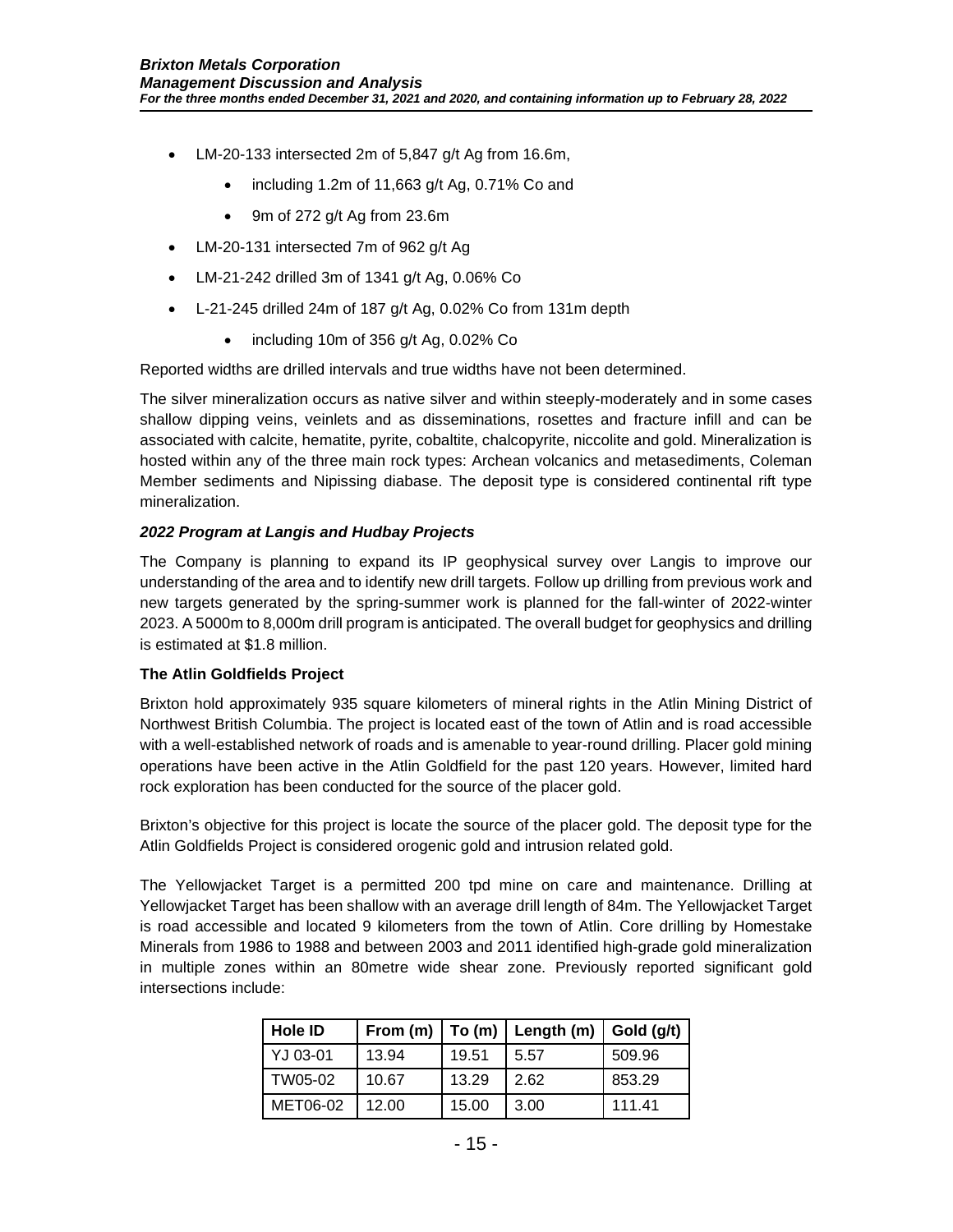- LM-20-133 intersected 2m of 5,847 g/t Ag from 16.6m,
    - including 1.2m of 11,663 g/t Ag, 0.71% Co and
    - 9m of 272 g/t Ag from 23.6m
- LM-20-131 intersected 7m of 962 g/t Ag
- LM-21-242 drilled 3m of 1341 g/t Ag, 0.06% Co
- L-21-245 drilled 24m of 187 g/t Ag, 0.02% Co from 131m depth
    - including 10m of 356 g/t Ag, 0.02% Co

Reported widths are drilled intervals and true widths have not been determined.

The silver mineralization occurs as native silver and within steeply-moderately and in some cases shallow dipping veins, veinlets and as disseminations, rosettes and fracture infill and can be associated with calcite, hematite, pyrite, cobaltite, chalcopyrite, niccolite and gold. Mineralization is hosted within any of the three main rock types: Archean volcanics and metasediments, Coleman Member sediments and Nipissing diabase. The deposit type is considered continental rift type mineralization.

***2022 Program at Langis and Hudbay Projects***

The Company is planning to expand its IP geophysical survey over Langis to improve our understanding of the area and to identify new drill targets. Follow up drilling from previous work and new targets generated by the spring-summer work is planned for the fall-winter of 2022-winter 2023. A 5000m to 8,000m drill program is anticipated. The overall budget for geophysics and drilling is estimated at $1.8 million.

**The Atlin Goldfields Project**

Brixton hold approximately 935 square kilometers of mineral rights in the Atlin Mining District of Northwest British Columbia. The project is located east of the town of Atlin and is road accessible with a well-established network of roads and is amenable to year-round drilling. Placer gold mining operations have been active in the Atlin Goldfield for the past 120 years. However, limited hard rock exploration has been conducted for the source of the placer gold.

Brixton's objective for this project is locate the source of the placer gold. The deposit type for the Atlin Goldfields Project is considered orogenic gold and intrusion related gold.

The Yellowjacket Target is a permitted 200 tpd mine on care and maintenance. Drilling at Yellowjacket Target has been shallow with an average drill length of 84m. The Yellowjacket Target is road accessible and located 9 kilometers from the town of Atlin. Core drilling by Homestake Minerals from 1986 to 1988 and between 2003 and 2011 identified high-grade gold mineralization in multiple zones within an 80metre wide shear zone. Previously reported significant gold intersections include:

| Hole ID | From (m) | To (m) | Length (m) | Gold (g/t) |
|---|---|---|---|---|
| YJ 03-01 | 13.94 | 19.51 | 5.57 | 509.96 |
| TW05-02 | 10.67 | 13.29 | 2.62 | 853.29 |
| MET06-02 | 12.00 | 15.00 | 3.00 | 111.41 |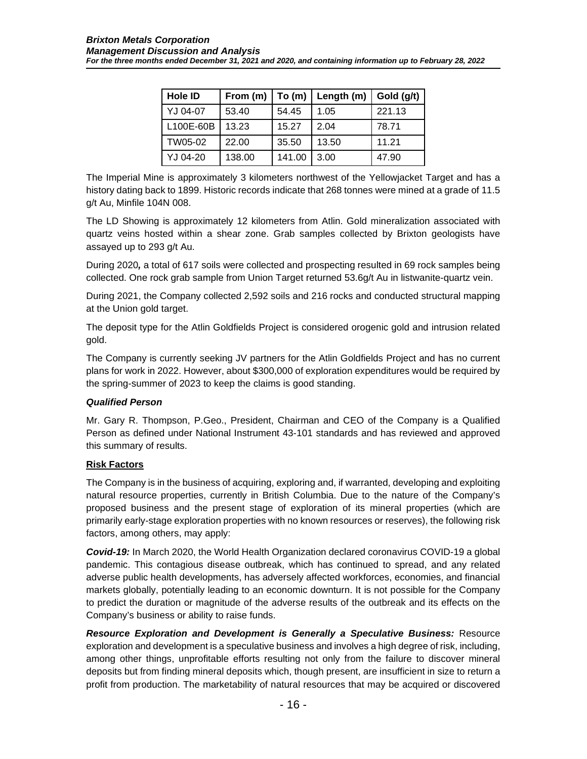| Hole ID | From (m) | To (m) | Length (m) | Gold (g/t) |
|---|---|---|---|---|
| YJ 04-07 | 53.40 | 54.45 | 1.05 | 221.13 |
| L100E-60B | 13.23 | 15.27 | 2.04 | 78.71 |
| TW05-02 | 22.00 | 35.50 | 13.50 | 11.21 |
| YJ 04-20 | 138.00 | 141.00 | 3.00 | 47.90 |

The Imperial Mine is approximately 3 kilometers northwest of the Yellowjacket Target and has a history dating back to 1899. Historic records indicate that 268 tonnes were mined at a grade of 11.5 g/t Au, Minfile 104N 008.

The LD Showing is approximately 12 kilometers from Atlin. Gold mineralization associated with quartz veins hosted within a shear zone. Grab samples collected by Brixton geologists have assayed up to 293 g/t Au.

During 2020*,* a total of 617 soils were collected and prospecting resulted in 69 rock samples being collected. One rock grab sample from Union Target returned 53.6g/t Au in listwanite-quartz vein.

During 2021, the Company collected 2,592 soils and 216 rocks and conducted structural mapping at the Union gold target.

The deposit type for the Atlin Goldfields Project is considered orogenic gold and intrusion related gold.

The Company is currently seeking JV partners for the Atlin Goldfields Project and has no current plans for work in 2022. However, about $300,000 of exploration expenditures would be required by the spring-summer of 2023 to keep the claims is good standing.

***Qualified Person***

Mr. Gary R. Thompson, P.Geo., President, Chairman and CEO of the Company is a Qualified Person as defined under National Instrument 43-101 standards and has reviewed and approved this summary of results.

## Risk Factors

The Company is in the business of acquiring, exploring and, if warranted, developing and exploiting natural resource properties, currently in British Columbia. Due to the nature of the Company's proposed business and the present stage of exploration of its mineral properties (which are primarily early-stage exploration properties with no known resources or reserves), the following risk factors, among others, may apply:

***Covid-19:*** In March 2020, the World Health Organization declared coronavirus COVID-19 a global pandemic. This contagious disease outbreak, which has continued to spread, and any related adverse public health developments, has adversely affected workforces, economies, and financial markets globally, potentially leading to an economic downturn. It is not possible for the Company to predict the duration or magnitude of the adverse results of the outbreak and its effects on the Company's business or ability to raise funds.

***Resource Exploration and Development is Generally a Speculative Business:*** Resource exploration and development is a speculative business and involves a high degree of risk, including, among other things, unprofitable efforts resulting not only from the failure to discover mineral deposits but from finding mineral deposits which, though present, are insufficient in size to return a profit from production. The marketability of natural resources that may be acquired or discovered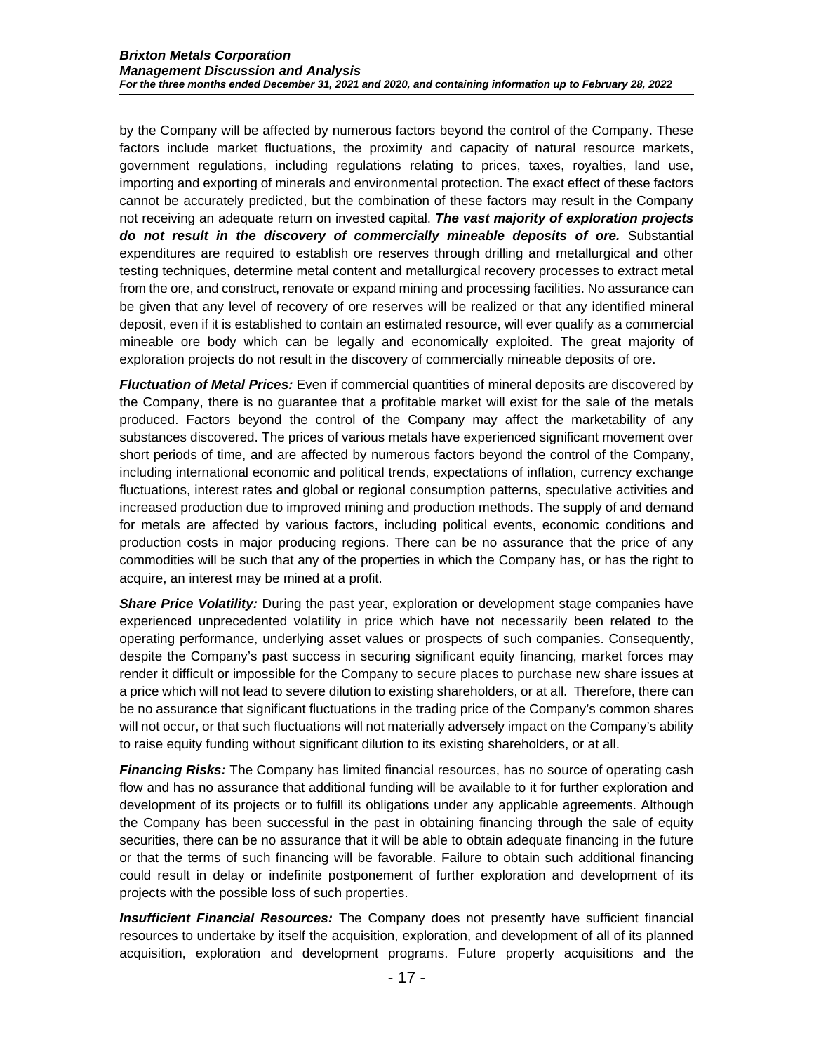by the Company will be affected by numerous factors beyond the control of the Company. These factors include market fluctuations, the proximity and capacity of natural resource markets, government regulations, including regulations relating to prices, taxes, royalties, land use, importing and exporting of minerals and environmental protection. The exact effect of these factors cannot be accurately predicted, but the combination of these factors may result in the Company not receiving an adequate return on invested capital. ***The vast majority of exploration projects do not result in the discovery of commercially mineable deposits of ore.*** Substantial expenditures are required to establish ore reserves through drilling and metallurgical and other testing techniques, determine metal content and metallurgical recovery processes to extract metal from the ore, and construct, renovate or expand mining and processing facilities. No assurance can be given that any level of recovery of ore reserves will be realized or that any identified mineral deposit, even if it is established to contain an estimated resource, will ever qualify as a commercial mineable ore body which can be legally and economically exploited. The great majority of exploration projects do not result in the discovery of commercially mineable deposits of ore.

***Fluctuation of Metal Prices:*** Even if commercial quantities of mineral deposits are discovered by the Company, there is no guarantee that a profitable market will exist for the sale of the metals produced. Factors beyond the control of the Company may affect the marketability of any substances discovered. The prices of various metals have experienced significant movement over short periods of time, and are affected by numerous factors beyond the control of the Company, including international economic and political trends, expectations of inflation, currency exchange fluctuations, interest rates and global or regional consumption patterns, speculative activities and increased production due to improved mining and production methods. The supply of and demand for metals are affected by various factors, including political events, economic conditions and production costs in major producing regions. There can be no assurance that the price of any commodities will be such that any of the properties in which the Company has, or has the right to acquire, an interest may be mined at a profit.

***Share Price Volatility:*** During the past year, exploration or development stage companies have experienced unprecedented volatility in price which have not necessarily been related to the operating performance, underlying asset values or prospects of such companies. Consequently, despite the Company's past success in securing significant equity financing, market forces may render it difficult or impossible for the Company to secure places to purchase new share issues at a price which will not lead to severe dilution to existing shareholders, or at all. Therefore, there can be no assurance that significant fluctuations in the trading price of the Company's common shares will not occur, or that such fluctuations will not materially adversely impact on the Company's ability to raise equity funding without significant dilution to its existing shareholders, or at all.

***Financing Risks:*** The Company has limited financial resources, has no source of operating cash flow and has no assurance that additional funding will be available to it for further exploration and development of its projects or to fulfill its obligations under any applicable agreements. Although the Company has been successful in the past in obtaining financing through the sale of equity securities, there can be no assurance that it will be able to obtain adequate financing in the future or that the terms of such financing will be favorable. Failure to obtain such additional financing could result in delay or indefinite postponement of further exploration and development of its projects with the possible loss of such properties.

***Insufficient Financial Resources:*** The Company does not presently have sufficient financial resources to undertake by itself the acquisition, exploration, and development of all of its planned acquisition, exploration and development programs. Future property acquisitions and the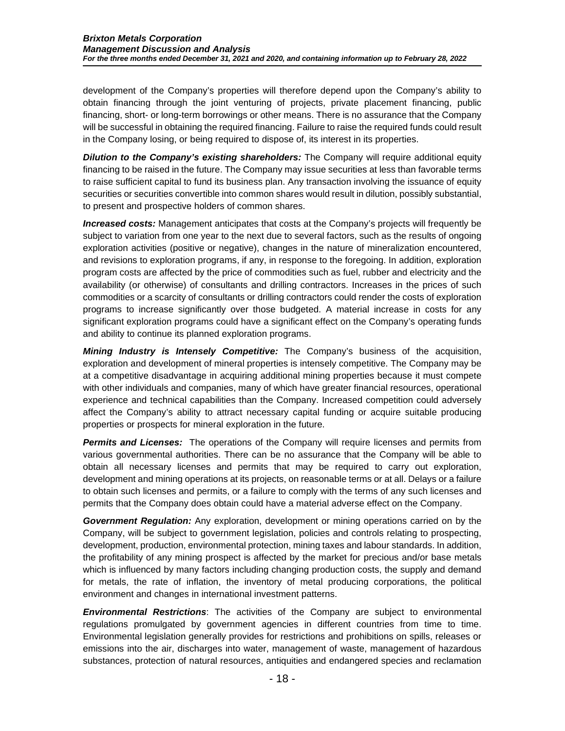development of the Company's properties will therefore depend upon the Company's ability to obtain financing through the joint venturing of projects, private placement financing, public financing, short- or long-term borrowings or other means. There is no assurance that the Company will be successful in obtaining the required financing. Failure to raise the required funds could result in the Company losing, or being required to dispose of, its interest in its properties.

***Dilution to the Company's existing shareholders:*** The Company will require additional equity financing to be raised in the future. The Company may issue securities at less than favorable terms to raise sufficient capital to fund its business plan. Any transaction involving the issuance of equity securities or securities convertible into common shares would result in dilution, possibly substantial, to present and prospective holders of common shares.

***Increased costs:*** Management anticipates that costs at the Company's projects will frequently be subject to variation from one year to the next due to several factors, such as the results of ongoing exploration activities (positive or negative), changes in the nature of mineralization encountered, and revisions to exploration programs, if any, in response to the foregoing. In addition, exploration program costs are affected by the price of commodities such as fuel, rubber and electricity and the availability (or otherwise) of consultants and drilling contractors. Increases in the prices of such commodities or a scarcity of consultants or drilling contractors could render the costs of exploration programs to increase significantly over those budgeted. A material increase in costs for any significant exploration programs could have a significant effect on the Company's operating funds and ability to continue its planned exploration programs.

***Mining Industry is Intensely Competitive:*** The Company's business of the acquisition, exploration and development of mineral properties is intensely competitive. The Company may be at a competitive disadvantage in acquiring additional mining properties because it must compete with other individuals and companies, many of which have greater financial resources, operational experience and technical capabilities than the Company. Increased competition could adversely affect the Company's ability to attract necessary capital funding or acquire suitable producing properties or prospects for mineral exploration in the future.

***Permits and Licenses:*** The operations of the Company will require licenses and permits from various governmental authorities. There can be no assurance that the Company will be able to obtain all necessary licenses and permits that may be required to carry out exploration, development and mining operations at its projects, on reasonable terms or at all. Delays or a failure to obtain such licenses and permits, or a failure to comply with the terms of any such licenses and permits that the Company does obtain could have a material adverse effect on the Company.

***Government Regulation:*** Any exploration, development or mining operations carried on by the Company, will be subject to government legislation, policies and controls relating to prospecting, development, production, environmental protection, mining taxes and labour standards. In addition, the profitability of any mining prospect is affected by the market for precious and/or base metals which is influenced by many factors including changing production costs, the supply and demand for metals, the rate of inflation, the inventory of metal producing corporations, the political environment and changes in international investment patterns.

***Environmental Restrictions***: The activities of the Company are subject to environmental regulations promulgated by government agencies in different countries from time to time. Environmental legislation generally provides for restrictions and prohibitions on spills, releases or emissions into the air, discharges into water, management of waste, management of hazardous substances, protection of natural resources, antiquities and endangered species and reclamation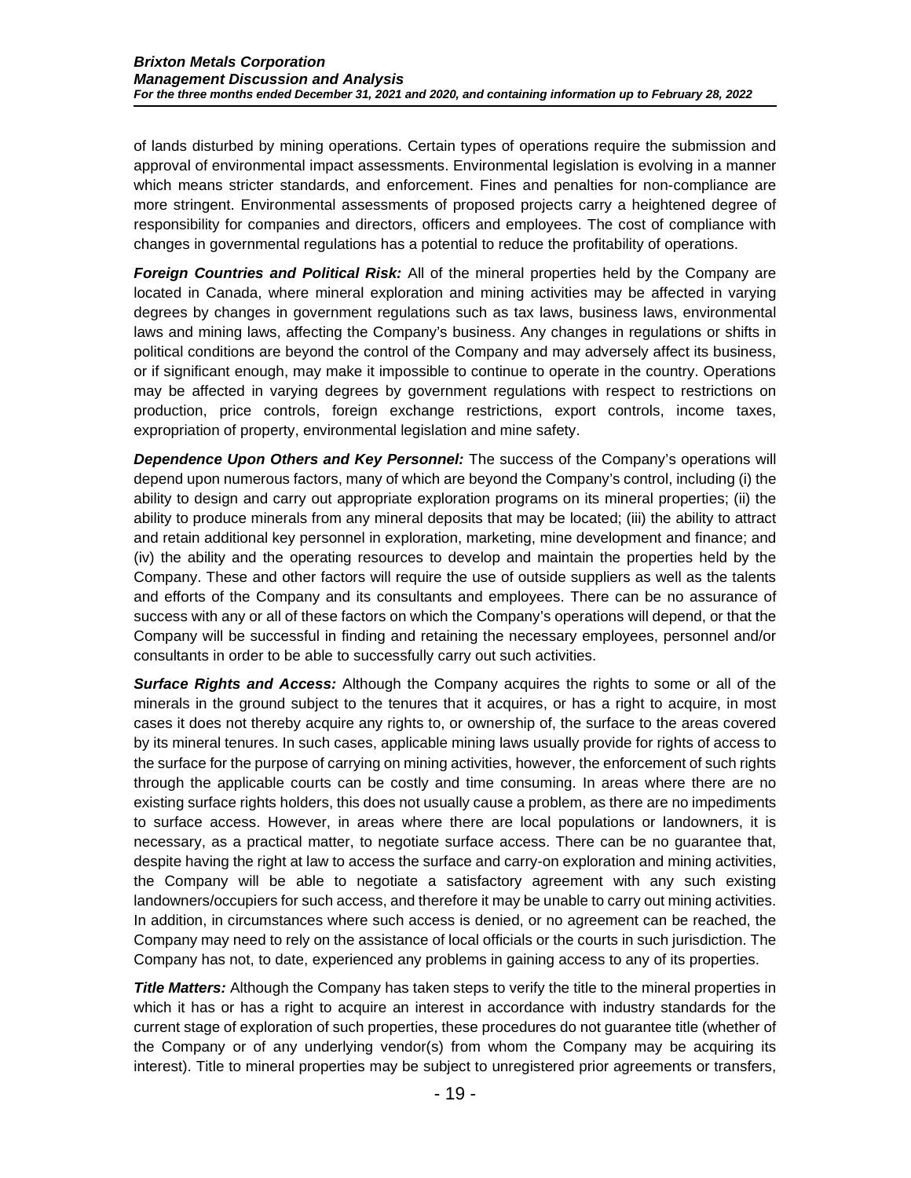of lands disturbed by mining operations. Certain types of operations require the submission and approval of environmental impact assessments. Environmental legislation is evolving in a manner which means stricter standards, and enforcement. Fines and penalties for non-compliance are more stringent. Environmental assessments of proposed projects carry a heightened degree of responsibility for companies and directors, officers and employees. The cost of compliance with changes in governmental regulations has a potential to reduce the profitability of operations.

***Foreign Countries and Political Risk:*** All of the mineral properties held by the Company are located in Canada, where mineral exploration and mining activities may be affected in varying degrees by changes in government regulations such as tax laws, business laws, environmental laws and mining laws, affecting the Company's business. Any changes in regulations or shifts in political conditions are beyond the control of the Company and may adversely affect its business, or if significant enough, may make it impossible to continue to operate in the country. Operations may be affected in varying degrees by government regulations with respect to restrictions on production, price controls, foreign exchange restrictions, export controls, income taxes, expropriation of property, environmental legislation and mine safety.

***Dependence Upon Others and Key Personnel:*** The success of the Company's operations will depend upon numerous factors, many of which are beyond the Company's control, including (i) the ability to design and carry out appropriate exploration programs on its mineral properties; (ii) the ability to produce minerals from any mineral deposits that may be located; (iii) the ability to attract and retain additional key personnel in exploration, marketing, mine development and finance; and (iv) the ability and the operating resources to develop and maintain the properties held by the Company. These and other factors will require the use of outside suppliers as well as the talents and efforts of the Company and its consultants and employees. There can be no assurance of success with any or all of these factors on which the Company's operations will depend, or that the Company will be successful in finding and retaining the necessary employees, personnel and/or consultants in order to be able to successfully carry out such activities.

***Surface Rights and Access:*** Although the Company acquires the rights to some or all of the minerals in the ground subject to the tenures that it acquires, or has a right to acquire, in most cases it does not thereby acquire any rights to, or ownership of, the surface to the areas covered by its mineral tenures. In such cases, applicable mining laws usually provide for rights of access to the surface for the purpose of carrying on mining activities, however, the enforcement of such rights through the applicable courts can be costly and time consuming. In areas where there are no existing surface rights holders, this does not usually cause a problem, as there are no impediments to surface access. However, in areas where there are local populations or landowners, it is necessary, as a practical matter, to negotiate surface access. There can be no guarantee that, despite having the right at law to access the surface and carry-on exploration and mining activities, the Company will be able to negotiate a satisfactory agreement with any such existing landowners/occupiers for such access, and therefore it may be unable to carry out mining activities. In addition, in circumstances where such access is denied, or no agreement can be reached, the Company may need to rely on the assistance of local officials or the courts in such jurisdiction. The Company has not, to date, experienced any problems in gaining access to any of its properties.

***Title Matters:*** Although the Company has taken steps to verify the title to the mineral properties in which it has or has a right to acquire an interest in accordance with industry standards for the current stage of exploration of such properties, these procedures do not guarantee title (whether of the Company or of any underlying vendor(s) from whom the Company may be acquiring its interest). Title to mineral properties may be subject to unregistered prior agreements or transfers,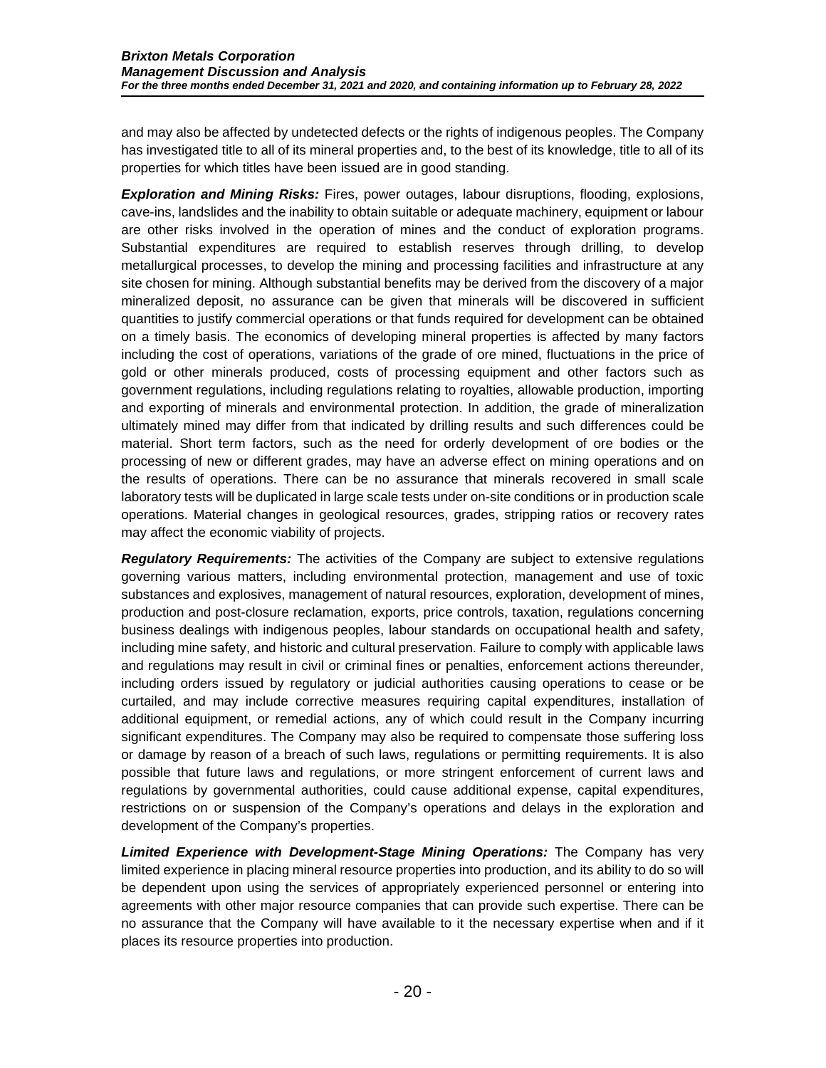and may also be affected by undetected defects or the rights of indigenous peoples. The Company has investigated title to all of its mineral properties and, to the best of its knowledge, title to all of its properties for which titles have been issued are in good standing.

***Exploration and Mining Risks:*** Fires, power outages, labour disruptions, flooding, explosions, cave-ins, landslides and the inability to obtain suitable or adequate machinery, equipment or labour are other risks involved in the operation of mines and the conduct of exploration programs. Substantial expenditures are required to establish reserves through drilling, to develop metallurgical processes, to develop the mining and processing facilities and infrastructure at any site chosen for mining. Although substantial benefits may be derived from the discovery of a major mineralized deposit, no assurance can be given that minerals will be discovered in sufficient quantities to justify commercial operations or that funds required for development can be obtained on a timely basis. The economics of developing mineral properties is affected by many factors including the cost of operations, variations of the grade of ore mined, fluctuations in the price of gold or other minerals produced, costs of processing equipment and other factors such as government regulations, including regulations relating to royalties, allowable production, importing and exporting of minerals and environmental protection. In addition, the grade of mineralization ultimately mined may differ from that indicated by drilling results and such differences could be material. Short term factors, such as the need for orderly development of ore bodies or the processing of new or different grades, may have an adverse effect on mining operations and on the results of operations. There can be no assurance that minerals recovered in small scale laboratory tests will be duplicated in large scale tests under on-site conditions or in production scale operations. Material changes in geological resources, grades, stripping ratios or recovery rates may affect the economic viability of projects.

***Regulatory Requirements:*** The activities of the Company are subject to extensive regulations governing various matters, including environmental protection, management and use of toxic substances and explosives, management of natural resources, exploration, development of mines, production and post-closure reclamation, exports, price controls, taxation, regulations concerning business dealings with indigenous peoples, labour standards on occupational health and safety, including mine safety, and historic and cultural preservation. Failure to comply with applicable laws and regulations may result in civil or criminal fines or penalties, enforcement actions thereunder, including orders issued by regulatory or judicial authorities causing operations to cease or be curtailed, and may include corrective measures requiring capital expenditures, installation of additional equipment, or remedial actions, any of which could result in the Company incurring significant expenditures. The Company may also be required to compensate those suffering loss or damage by reason of a breach of such laws, regulations or permitting requirements. It is also possible that future laws and regulations, or more stringent enforcement of current laws and regulations by governmental authorities, could cause additional expense, capital expenditures, restrictions on or suspension of the Company's operations and delays in the exploration and development of the Company's properties.

***Limited Experience with Development-Stage Mining Operations:*** The Company has very limited experience in placing mineral resource properties into production, and its ability to do so will be dependent upon using the services of appropriately experienced personnel or entering into agreements with other major resource companies that can provide such expertise. There can be no assurance that the Company will have available to it the necessary expertise when and if it places its resource properties into production.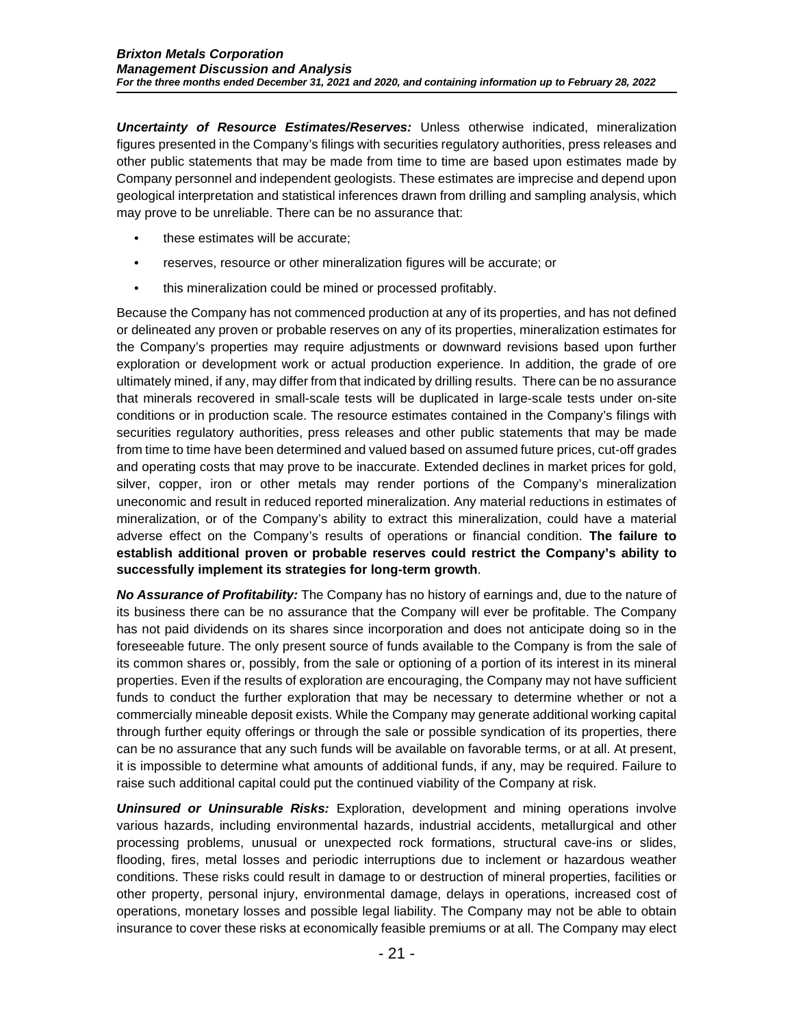***Uncertainty of Resource Estimates/Reserves:*** Unless otherwise indicated, mineralization figures presented in the Company's filings with securities regulatory authorities, press releases and other public statements that may be made from time to time are based upon estimates made by Company personnel and independent geologists. These estimates are imprecise and depend upon geological interpretation and statistical inferences drawn from drilling and sampling analysis, which may prove to be unreliable. There can be no assurance that:

- these estimates will be accurate;
- reserves, resource or other mineralization figures will be accurate; or
- this mineralization could be mined or processed profitably.

Because the Company has not commenced production at any of its properties, and has not defined or delineated any proven or probable reserves on any of its properties, mineralization estimates for the Company's properties may require adjustments or downward revisions based upon further exploration or development work or actual production experience. In addition, the grade of ore ultimately mined, if any, may differ from that indicated by drilling results. There can be no assurance that minerals recovered in small-scale tests will be duplicated in large-scale tests under on-site conditions or in production scale. The resource estimates contained in the Company's filings with securities regulatory authorities, press releases and other public statements that may be made from time to time have been determined and valued based on assumed future prices, cut-off grades and operating costs that may prove to be inaccurate. Extended declines in market prices for gold, silver, copper, iron or other metals may render portions of the Company's mineralization uneconomic and result in reduced reported mineralization. Any material reductions in estimates of mineralization, or of the Company's ability to extract this mineralization, could have a material adverse effect on the Company's results of operations or financial condition. **The failure to establish additional proven or probable reserves could restrict the Company's ability to successfully implement its strategies for long-term growth**.

***No Assurance of Profitability:*** The Company has no history of earnings and, due to the nature of its business there can be no assurance that the Company will ever be profitable. The Company has not paid dividends on its shares since incorporation and does not anticipate doing so in the foreseeable future. The only present source of funds available to the Company is from the sale of its common shares or, possibly, from the sale or optioning of a portion of its interest in its mineral properties. Even if the results of exploration are encouraging, the Company may not have sufficient funds to conduct the further exploration that may be necessary to determine whether or not a commercially mineable deposit exists. While the Company may generate additional working capital through further equity offerings or through the sale or possible syndication of its properties, there can be no assurance that any such funds will be available on favorable terms, or at all. At present, it is impossible to determine what amounts of additional funds, if any, may be required. Failure to raise such additional capital could put the continued viability of the Company at risk.

***Uninsured or Uninsurable Risks:*** Exploration, development and mining operations involve various hazards, including environmental hazards, industrial accidents, metallurgical and other processing problems, unusual or unexpected rock formations, structural cave-ins or slides, flooding, fires, metal losses and periodic interruptions due to inclement or hazardous weather conditions. These risks could result in damage to or destruction of mineral properties, facilities or other property, personal injury, environmental damage, delays in operations, increased cost of operations, monetary losses and possible legal liability. The Company may not be able to obtain insurance to cover these risks at economically feasible premiums or at all. The Company may elect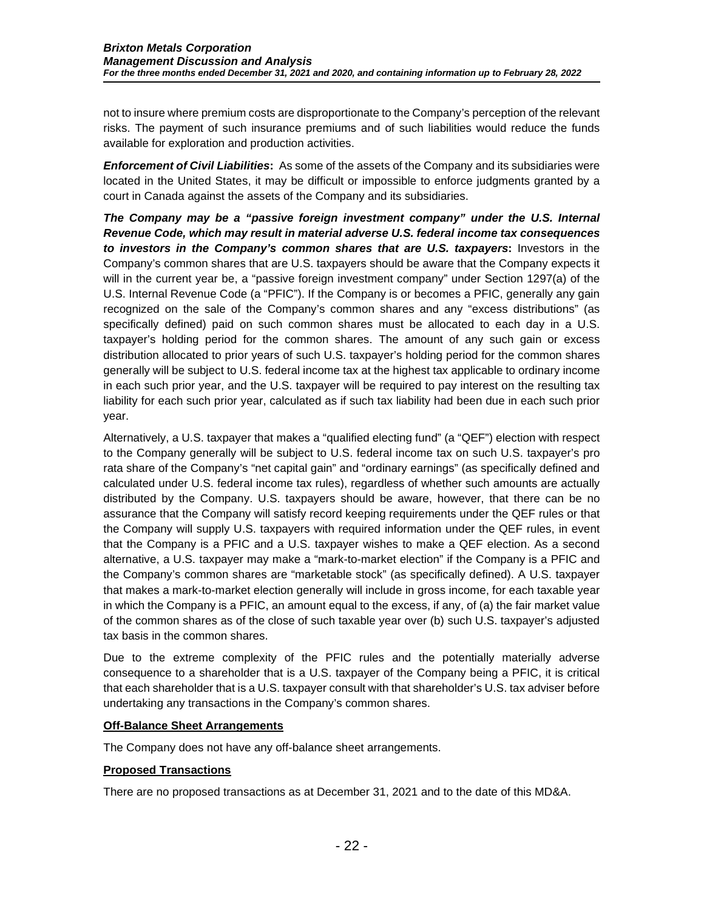not to insure where premium costs are disproportionate to the Company's perception of the relevant risks. The payment of such insurance premiums and of such liabilities would reduce the funds available for exploration and production activities.

***Enforcement of Civil Liabilities*****:** As some of the assets of the Company and its subsidiaries were located in the United States, it may be difficult or impossible to enforce judgments granted by a court in Canada against the assets of the Company and its subsidiaries.

***The Company may be a "passive foreign investment company" under the U.S. Internal Revenue Code, which may result in material adverse U.S. federal income tax consequences to investors in the Company's common shares that are U.S. taxpayers*****:** Investors in the Company's common shares that are U.S. taxpayers should be aware that the Company expects it will in the current year be, a "passive foreign investment company" under Section 1297(a) of the U.S. Internal Revenue Code (a "PFIC"). If the Company is or becomes a PFIC, generally any gain recognized on the sale of the Company's common shares and any "excess distributions" (as specifically defined) paid on such common shares must be allocated to each day in a U.S. taxpayer's holding period for the common shares. The amount of any such gain or excess distribution allocated to prior years of such U.S. taxpayer's holding period for the common shares generally will be subject to U.S. federal income tax at the highest tax applicable to ordinary income in each such prior year, and the U.S. taxpayer will be required to pay interest on the resulting tax liability for each such prior year, calculated as if such tax liability had been due in each such prior year.

Alternatively, a U.S. taxpayer that makes a "qualified electing fund" (a "QEF") election with respect to the Company generally will be subject to U.S. federal income tax on such U.S. taxpayer's pro rata share of the Company's "net capital gain" and "ordinary earnings" (as specifically defined and calculated under U.S. federal income tax rules), regardless of whether such amounts are actually distributed by the Company. U.S. taxpayers should be aware, however, that there can be no assurance that the Company will satisfy record keeping requirements under the QEF rules or that the Company will supply U.S. taxpayers with required information under the QEF rules, in event that the Company is a PFIC and a U.S. taxpayer wishes to make a QEF election. As a second alternative, a U.S. taxpayer may make a "mark-to-market election" if the Company is a PFIC and the Company's common shares are "marketable stock" (as specifically defined). A U.S. taxpayer that makes a mark-to-market election generally will include in gross income, for each taxable year in which the Company is a PFIC, an amount equal to the excess, if any, of (a) the fair market value of the common shares as of the close of such taxable year over (b) such U.S. taxpayer's adjusted tax basis in the common shares.

Due to the extreme complexity of the PFIC rules and the potentially materially adverse consequence to a shareholder that is a U.S. taxpayer of the Company being a PFIC, it is critical that each shareholder that is a U.S. taxpayer consult with that shareholder's U.S. tax adviser before undertaking any transactions in the Company's common shares.

## Off-Balance Sheet Arrangements

The Company does not have any off-balance sheet arrangements.

## Proposed Transactions

There are no proposed transactions as at December 31, 2021 and to the date of this MD&A.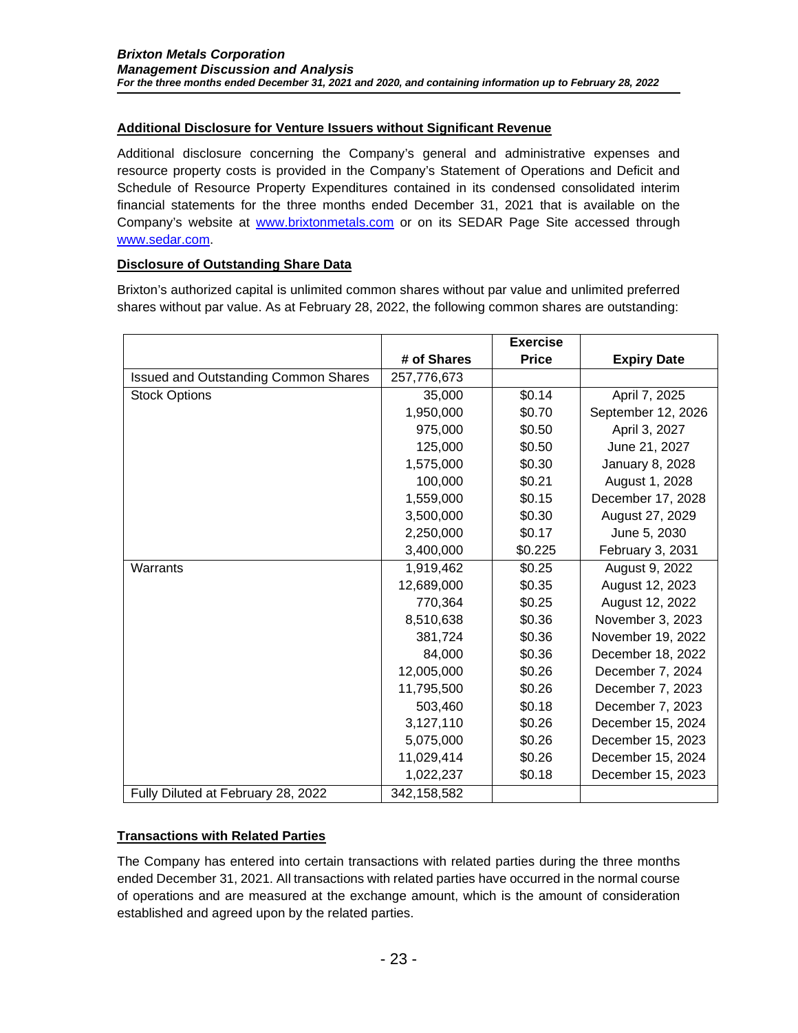## Additional Disclosure for Venture Issuers without Significant Revenue

Additional disclosure concerning the Company's general and administrative expenses and resource property costs is provided in the Company's Statement of Operations and Deficit and Schedule of Resource Property Expenditures contained in its condensed consolidated interim financial statements for the three months ended December 31, 2021 that is available on the Company's website at [www.brixtonmetals.com](http://www.brixtonmetals.com) or on its SEDAR Page Site accessed through [www.sedar.com](http://www.sedar.com).

## Disclosure of Outstanding Share Data

Brixton's authorized capital is unlimited common shares without par value and unlimited preferred shares without par value. As at February 28, 2022, the following common shares are outstanding:

| | # of Shares | Exercise Price | Expiry Date |
|---|---|---|---|
| Issued and Outstanding Common Shares | 257,776,673 | | |
| Stock Options | 35,000 | $0.14 | April 7, 2025 |
| | 1,950,000 | $0.70 | September 12, 2026 |
| | 975,000 | $0.50 | April 3, 2027 |
| | 125,000 | $0.50 | June 21, 2027 |
| | 1,575,000 | $0.30 | January 8, 2028 |
| | 100,000 | $0.21 | August 1, 2028 |
| | 1,559,000 | $0.15 | December 17, 2028 |
| | 3,500,000 | $0.30 | August 27, 2029 |
| | 2,250,000 | $0.17 | June 5, 2030 |
| | 3,400,000 | $0.225 | February 3, 2031 |
| Warrants | 1,919,462 | $0.25 | August 9, 2022 |
| | 12,689,000 | $0.35 | August 12, 2023 |
| | 770,364 | $0.25 | August 12, 2022 |
| | 8,510,638 | $0.36 | November 3, 2023 |
| | 381,724 | $0.36 | November 19, 2022 |
| | 84,000 | $0.36 | December 18, 2022 |
| | 12,005,000 | $0.26 | December 7, 2024 |
| | 11,795,500 | $0.26 | December 7, 2023 |
| | 503,460 | $0.18 | December 7, 2023 |
| | 3,127,110 | $0.26 | December 15, 2024 |
| | 5,075,000 | $0.26 | December 15, 2023 |
| | 11,029,414 | $0.26 | December 15, 2024 |
| | 1,022,237 | $0.18 | December 15, 2023 |
| Fully Diluted at February 28, 2022 | 342,158,582 | | |

## Transactions with Related Parties

The Company has entered into certain transactions with related parties during the three months ended December 31, 2021. All transactions with related parties have occurred in the normal course of operations and are measured at the exchange amount, which is the amount of consideration established and agreed upon by the related parties.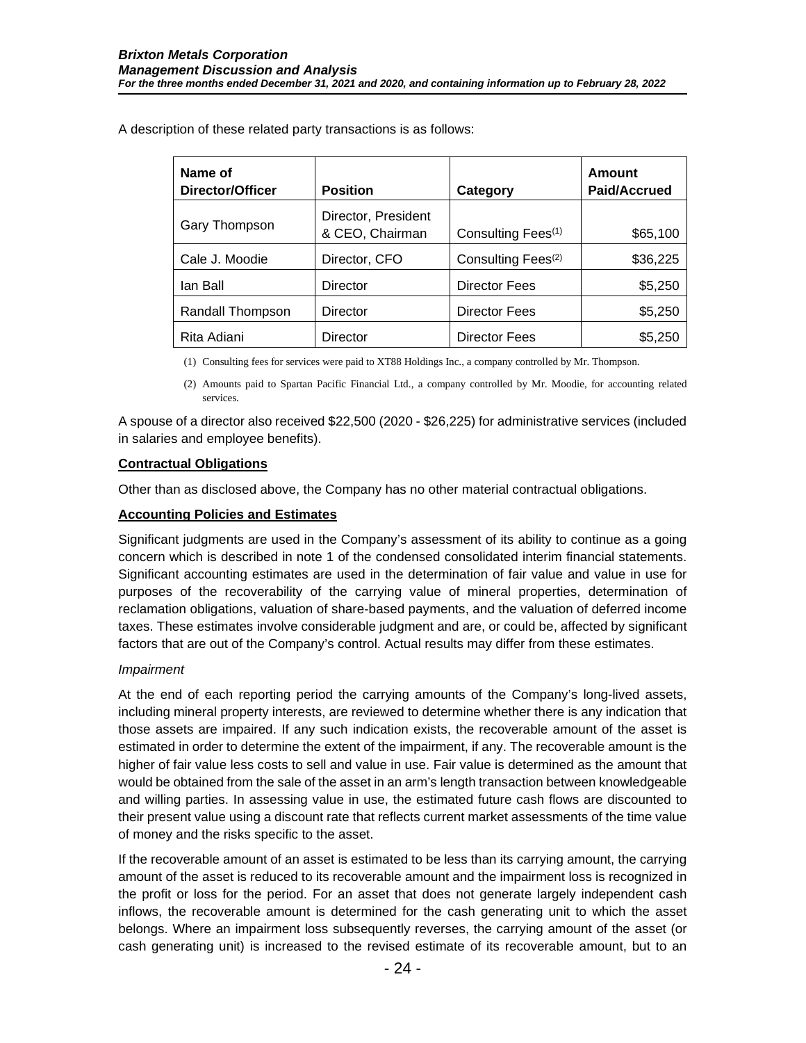A description of these related party transactions is as follows:

| Name of Director/Officer | Position | Category | Amount Paid/Accrued |
|---|---|---|---|
| Gary Thompson | Director, President & CEO, Chairman | Consulting Fees[(1)] | $65,100 |
| Cale J. Moodie | Director, CFO | Consulting Fees[(2)] | $36,225 |
| Ian Ball | Director | Director Fees | $5,250 |
| Randall Thompson | Director | Director Fees | $5,250 |
| Rita Adiani | Director | Director Fees | $5,250 |

(1) Consulting fees for services were paid to XT88 Holdings Inc., a company controlled by Mr. Thompson.

(2) Amounts paid to Spartan Pacific Financial Ltd., a company controlled by Mr. Moodie, for accounting related services.

A spouse of a director also received $22,500 (2020 - $26,225) for administrative services (included in salaries and employee benefits).

**Contractual Obligations**

Other than as disclosed above, the Company has no other material contractual obligations.

**Accounting Policies and Estimates**

Significant judgments are used in the Company's assessment of its ability to continue as a going concern which is described in note 1 of the condensed consolidated interim financial statements. Significant accounting estimates are used in the determination of fair value and value in use for purposes of the recoverability of the carrying value of mineral properties, determination of reclamation obligations, valuation of share-based payments, and the valuation of deferred income taxes. These estimates involve considerable judgment and are, or could be, affected by significant factors that are out of the Company's control. Actual results may differ from these estimates.

*Impairment*

At the end of each reporting period the carrying amounts of the Company's long-lived assets, including mineral property interests, are reviewed to determine whether there is any indication that those assets are impaired. If any such indication exists, the recoverable amount of the asset is estimated in order to determine the extent of the impairment, if any. The recoverable amount is the higher of fair value less costs to sell and value in use. Fair value is determined as the amount that would be obtained from the sale of the asset in an arm's length transaction between knowledgeable and willing parties. In assessing value in use, the estimated future cash flows are discounted to their present value using a discount rate that reflects current market assessments of the time value of money and the risks specific to the asset.

If the recoverable amount of an asset is estimated to be less than its carrying amount, the carrying amount of the asset is reduced to its recoverable amount and the impairment loss is recognized in the profit or loss for the period. For an asset that does not generate largely independent cash inflows, the recoverable amount is determined for the cash generating unit to which the asset belongs. Where an impairment loss subsequently reverses, the carrying amount of the asset (or cash generating unit) is increased to the revised estimate of its recoverable amount, but to an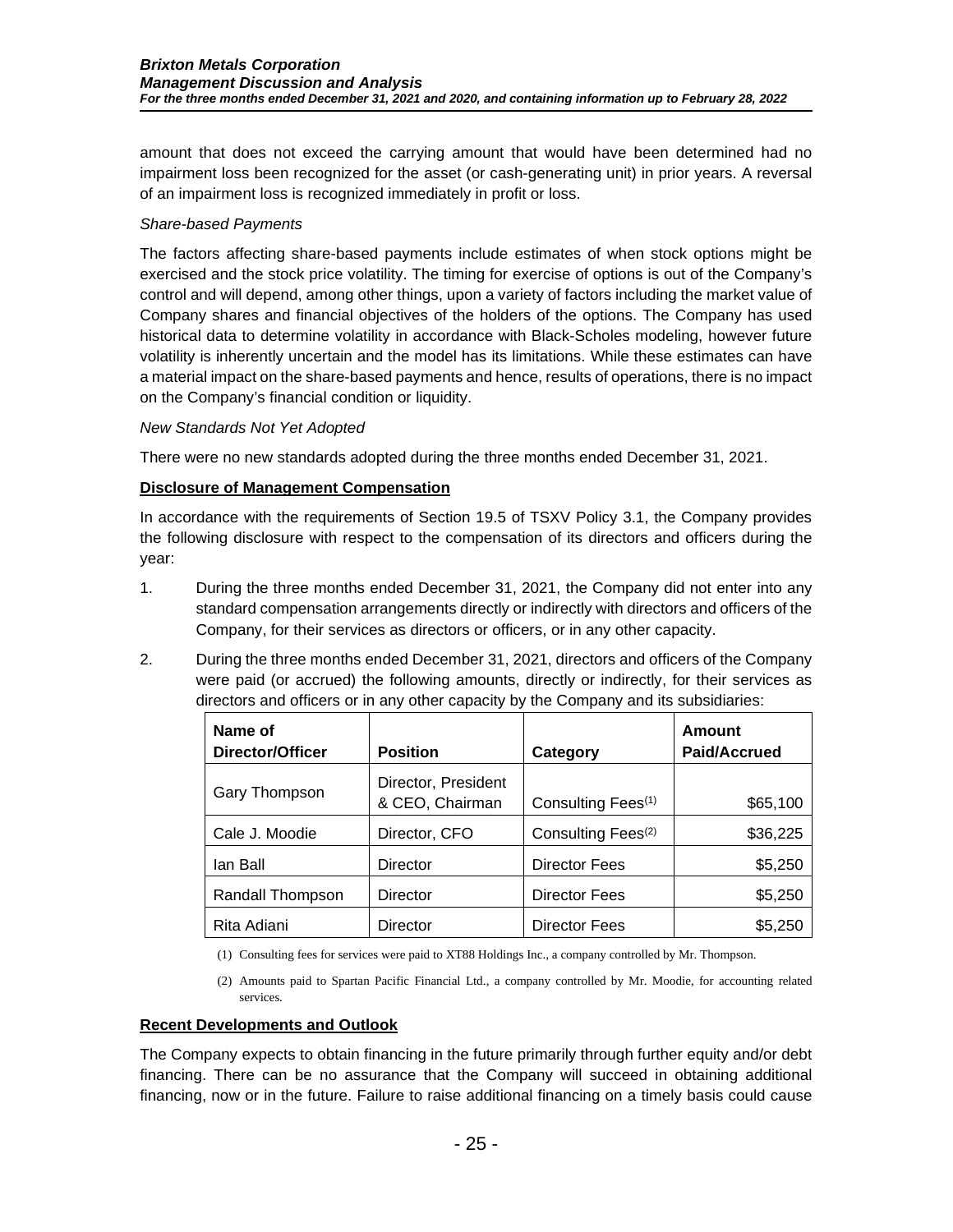amount that does not exceed the carrying amount that would have been determined had no impairment loss been recognized for the asset (or cash-generating unit) in prior years. A reversal of an impairment loss is recognized immediately in profit or loss.

*Share-based Payments*

The factors affecting share-based payments include estimates of when stock options might be exercised and the stock price volatility. The timing for exercise of options is out of the Company's control and will depend, among other things, upon a variety of factors including the market value of Company shares and financial objectives of the holders of the options. The Company has used historical data to determine volatility in accordance with Black-Scholes modeling, however future volatility is inherently uncertain and the model has its limitations. While these estimates can have a material impact on the share-based payments and hence, results of operations, there is no impact on the Company's financial condition or liquidity.

*New Standards Not Yet Adopted*

There were no new standards adopted during the three months ended December 31, 2021.

## Disclosure of Management Compensation

In accordance with the requirements of Section 19.5 of TSXV Policy 3.1, the Company provides the following disclosure with respect to the compensation of its directors and officers during the year:

1. During the three months ended December 31, 2021, the Company did not enter into any standard compensation arrangements directly or indirectly with directors and officers of the Company, for their services as directors or officers, or in any other capacity.

2. During the three months ended December 31, 2021, directors and officers of the Company were paid (or accrued) the following amounts, directly or indirectly, for their services as directors and officers or in any other capacity by the Company and its subsidiaries:

| Name of Director/Officer | Position | Category | Amount Paid/Accrued |
|---|---|---|---|
| Gary Thompson | Director, President & CEO, Chairman | Consulting Fees(1) | $65,100 |
| Cale J. Moodie | Director, CFO | Consulting Fees(2) | $36,225 |
| Ian Ball | Director | Director Fees | $5,250 |
| Randall Thompson | Director | Director Fees | $5,250 |
| Rita Adiani | Director | Director Fees | $5,250 |

(1) Consulting fees for services were paid to XT88 Holdings Inc., a company controlled by Mr. Thompson.

(2) Amounts paid to Spartan Pacific Financial Ltd., a company controlled by Mr. Moodie, for accounting related services.

## Recent Developments and Outlook

The Company expects to obtain financing in the future primarily through further equity and/or debt financing. There can be no assurance that the Company will succeed in obtaining additional financing, now or in the future. Failure to raise additional financing on a timely basis could cause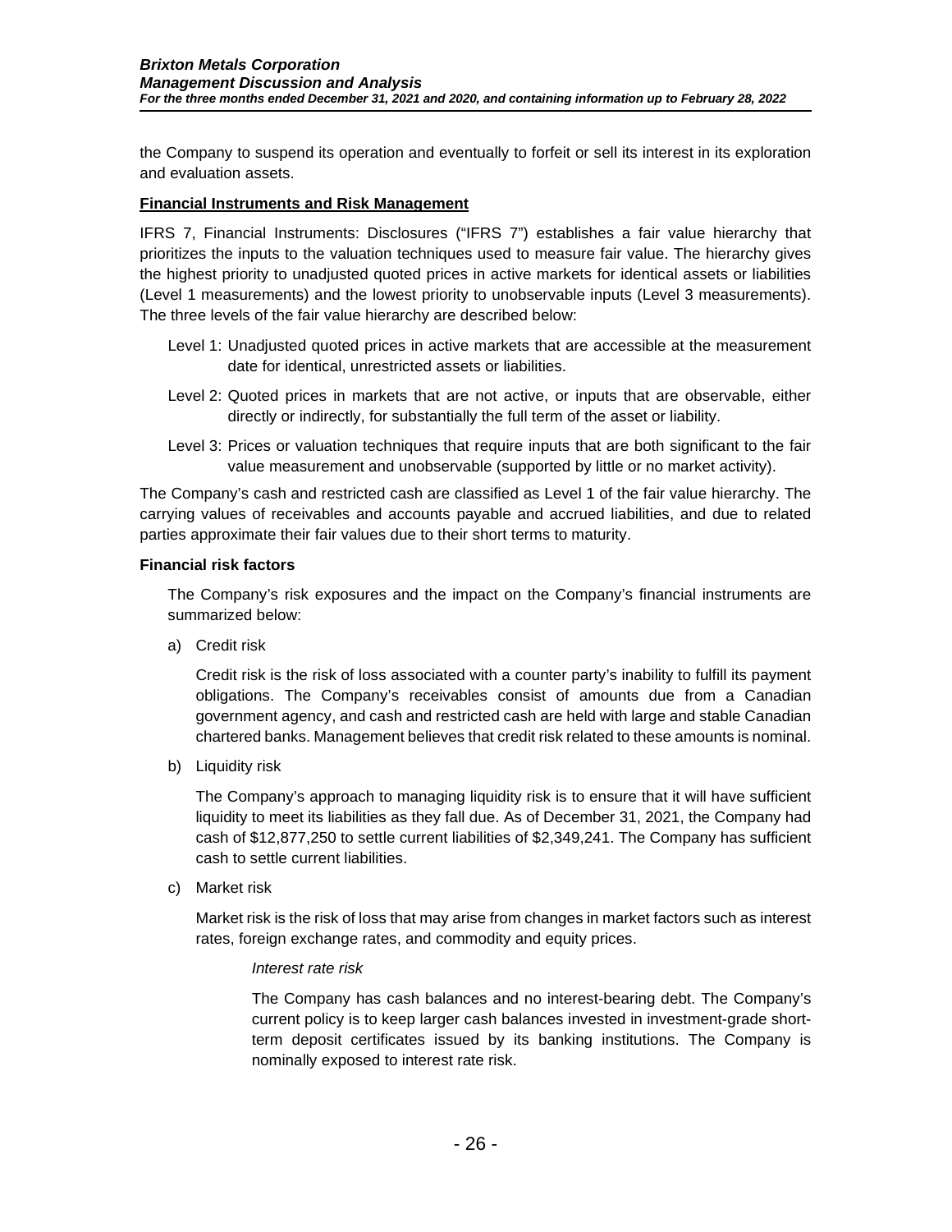the Company to suspend its operation and eventually to forfeit or sell its interest in its exploration and evaluation assets.

## Financial Instruments and Risk Management

IFRS 7, Financial Instruments: Disclosures ("IFRS 7") establishes a fair value hierarchy that prioritizes the inputs to the valuation techniques used to measure fair value. The hierarchy gives the highest priority to unadjusted quoted prices in active markets for identical assets or liabilities (Level 1 measurements) and the lowest priority to unobservable inputs (Level 3 measurements). The three levels of the fair value hierarchy are described below:

Level 1: Unadjusted quoted prices in active markets that are accessible at the measurement date for identical, unrestricted assets or liabilities.

Level 2: Quoted prices in markets that are not active, or inputs that are observable, either directly or indirectly, for substantially the full term of the asset or liability.

Level 3: Prices or valuation techniques that require inputs that are both significant to the fair value measurement and unobservable (supported by little or no market activity).

The Company's cash and restricted cash are classified as Level 1 of the fair value hierarchy. The carrying values of receivables and accounts payable and accrued liabilities, and due to related parties approximate their fair values due to their short terms to maturity.

### Financial risk factors

The Company's risk exposures and the impact on the Company's financial instruments are summarized below:

a) Credit risk

Credit risk is the risk of loss associated with a counter party's inability to fulfill its payment obligations. The Company's receivables consist of amounts due from a Canadian government agency, and cash and restricted cash are held with large and stable Canadian chartered banks. Management believes that credit risk related to these amounts is nominal.

b) Liquidity risk

The Company's approach to managing liquidity risk is to ensure that it will have sufficient liquidity to meet its liabilities as they fall due. As of December 31, 2021, the Company had cash of $12,877,250 to settle current liabilities of $2,349,241. The Company has sufficient cash to settle current liabilities.

c) Market risk

Market risk is the risk of loss that may arise from changes in market factors such as interest rates, foreign exchange rates, and commodity and equity prices.

*Interest rate risk*

The Company has cash balances and no interest-bearing debt. The Company's current policy is to keep larger cash balances invested in investment-grade short-term deposit certificates issued by its banking institutions. The Company is nominally exposed to interest rate risk.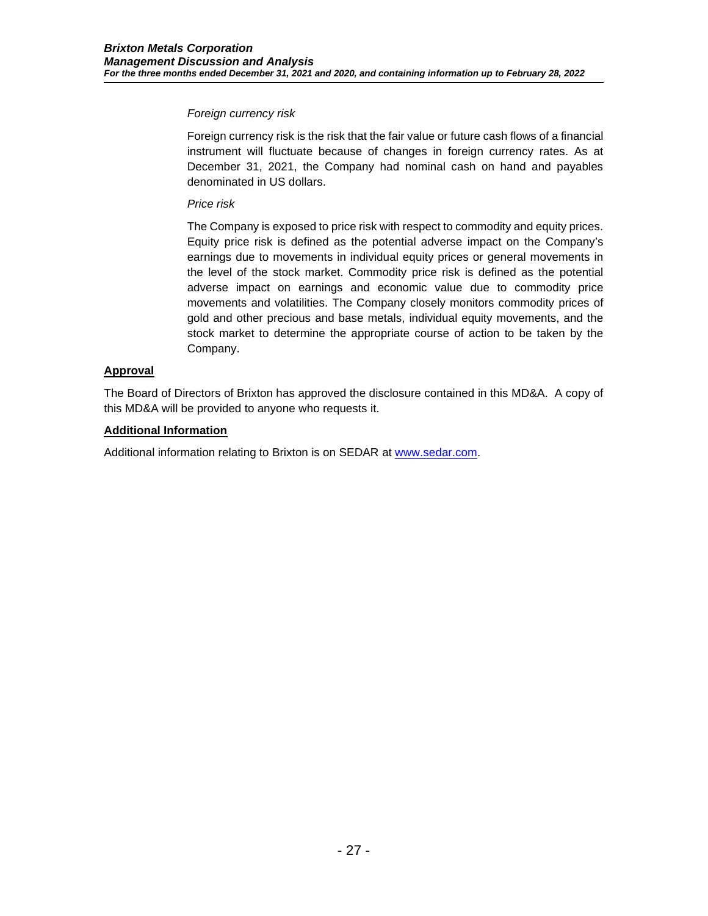*Foreign currency risk*

Foreign currency risk is the risk that the fair value or future cash flows of a financial instrument will fluctuate because of changes in foreign currency rates. As at December 31, 2021, the Company had nominal cash on hand and payables denominated in US dollars.

*Price risk*

The Company is exposed to price risk with respect to commodity and equity prices. Equity price risk is defined as the potential adverse impact on the Company's earnings due to movements in individual equity prices or general movements in the level of the stock market. Commodity price risk is defined as the potential adverse impact on earnings and economic value due to commodity price movements and volatilities. The Company closely monitors commodity prices of gold and other precious and base metals, individual equity movements, and the stock market to determine the appropriate course of action to be taken by the Company.

## Approval

The Board of Directors of Brixton has approved the disclosure contained in this MD&A. A copy of this MD&A will be provided to anyone who requests it.

## Additional Information

Additional information relating to Brixton is on SEDAR at [www.sedar.com](http://www.sedar.com).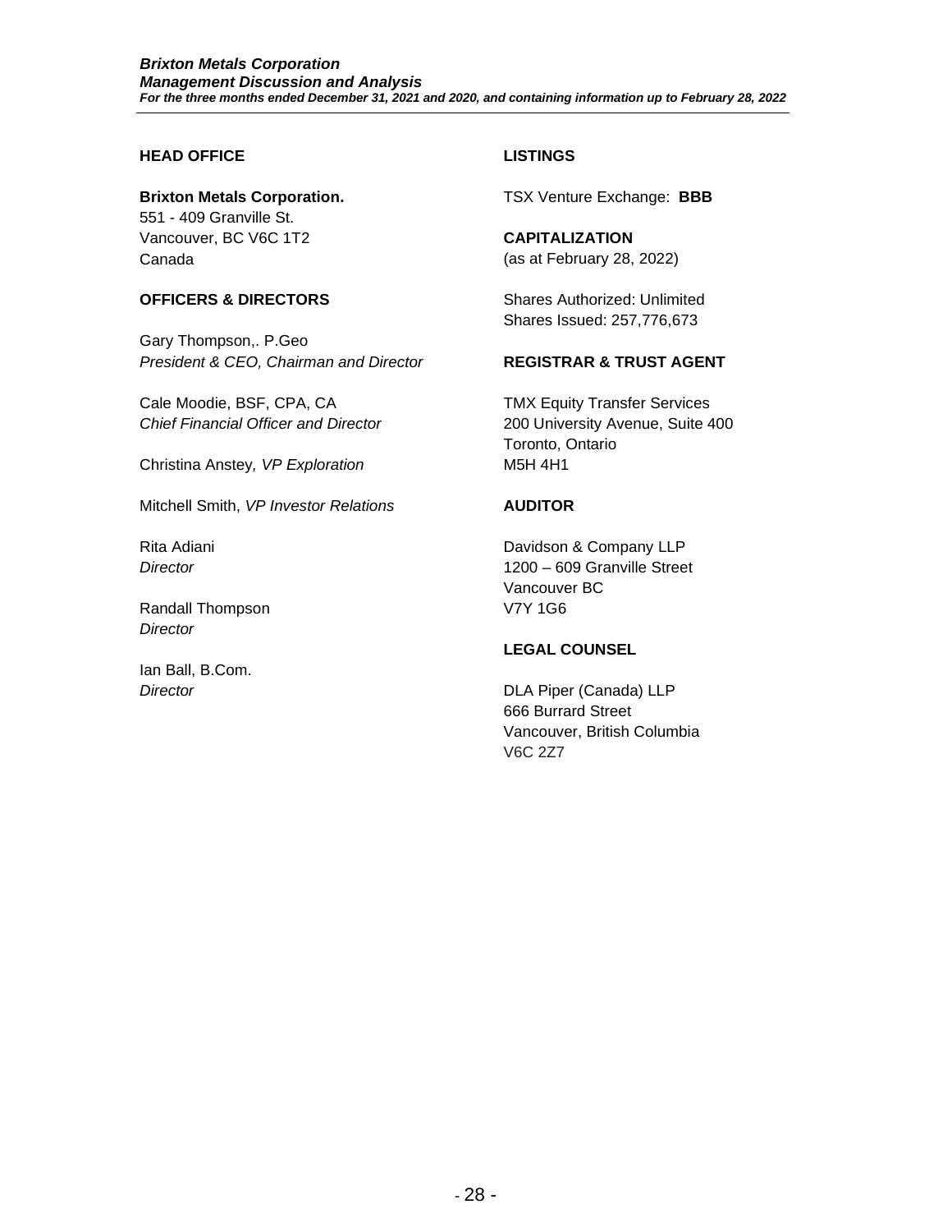**HEAD OFFICE**

**Brixton Metals Corporation.**
551 - 409 Granville St.
Vancouver, BC V6C 1T2
Canada

**OFFICERS & DIRECTORS**

Gary Thompson,. P.Geo
*President & CEO, Chairman and Director*

Cale Moodie, BSF, CPA, CA
*Chief Financial Officer and Director*

Christina Anstey*, VP Exploration*

Mitchell Smith, *VP Investor Relations*

Rita Adiani
*Director*

Randall Thompson
*Director*

Ian Ball, B.Com.
*Director*

**LISTINGS**

TSX Venture Exchange: **BBB**

**CAPITALIZATION**
(as at February 28, 2022)

Shares Authorized: Unlimited
Shares Issued: 257,776,673

**REGISTRAR & TRUST AGENT**

TMX Equity Transfer Services
200 University Avenue, Suite 400
Toronto, Ontario
M5H 4H1

**AUDITOR**

Davidson & Company LLP
1200 – 609 Granville Street
Vancouver BC
V7Y 1G6

**LEGAL COUNSEL**

DLA Piper (Canada) LLP
666 Burrard Street
Vancouver, British Columbia
V6C 2Z7